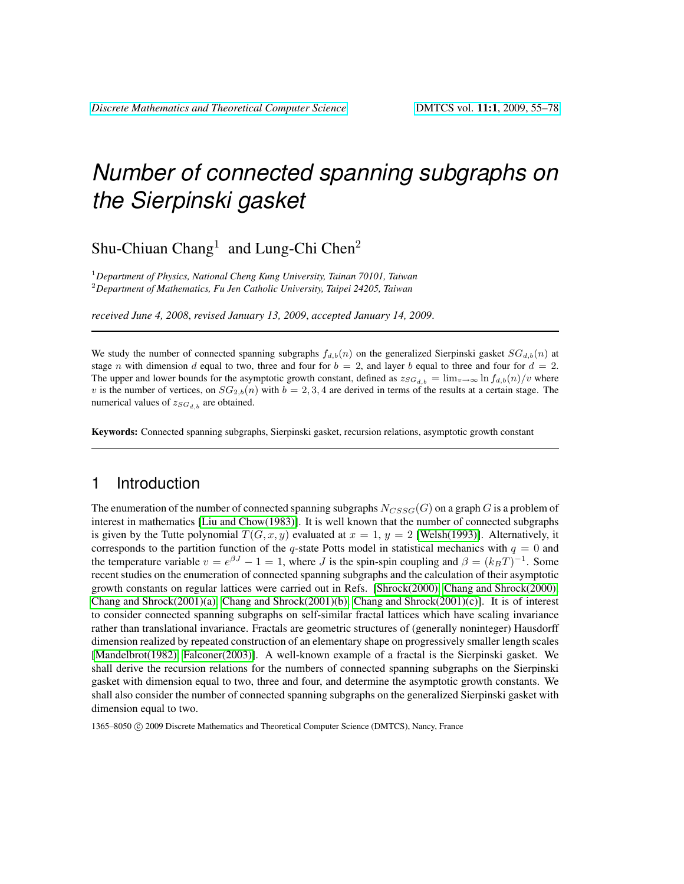# Number of connected spanning subgraphs on the Sierpinski gasket

Shu-Chiuan Chang[1] and Lung-Chi Chen[2]

[1] *Department of Physics, National Cheng Kung University, Tainan 70101, Taiwan*
[2] *Department of Mathematics, Fu Jen Catholic University, Taipei 24205, Taiwan*

*received June 4, 2008*, *revised January 13, 2009*, *accepted January 14, 2009*.

---

We study the number of connected spanning subgraphs $f_{d,b}(n)$ on the generalized Sierpinski gasket $SG_{d,b}(n)$ at stage $n$ with dimension $d$ equal to two, three and four for $b = 2$, and layer $b$ equal to three and four for $d = 2$. The upper and lower bounds for the asymptotic growth constant, defined as $z_{SG_{d,b}} = \lim_{v \to \infty} \ln f_{d,b}(n)/v$ where $v$ is the number of vertices, on $SG_{2,b}(n)$ with $b = 2, 3, 4$ are derived in terms of the results at a certain stage. The numerical values of $z_{SG_{d,b}}$ are obtained.

**Keywords:** Connected spanning subgraphs, Sierpinski gasket, recursion relations, asymptotic growth constant

---

## 1 Introduction

The enumeration of the number of connected spanning subgraphs $N_{CSSG}(G)$ on a graph $G$ is a problem of interest in mathematics [Liu and Chow(1983)]. It is well known that the number of connected subgraphs is given by the Tutte polynomial $T(G, x, y)$ evaluated at $x = 1$, $y = 2$ [Welsh(1993)]. Alternatively, it corresponds to the partition function of the $q$-state Potts model in statistical mechanics with $q = 0$ and the temperature variable $v = e^{\beta J} - 1 = 1$, where $J$ is the spin-spin coupling and $\beta = (k_B T)^{-1}$. Some recent studies on the enumeration of connected spanning subgraphs and the calculation of their asymptotic growth constants on regular lattices were carried out in Refs. [Shrock(2000), Chang and Shrock(2000), Chang and Shrock(2001)(a), Chang and Shrock(2001)(b), Chang and Shrock(2001)(c)]. It is of interest to consider connected spanning subgraphs on self-similar fractal lattices which have scaling invariance rather than translational invariance. Fractals are geometric structures of (generally noninteger) Hausdorff dimension realized by repeated construction of an elementary shape on progressively smaller length scales [Mandelbrot(1982), Falconer(2003)]. A well-known example of a fractal is the Sierpinski gasket. We shall derive the recursion relations for the numbers of connected spanning subgraphs on the Sierpinski gasket with dimension equal to two, three and four, and determine the asymptotic growth constants. We shall also consider the number of connected spanning subgraphs on the generalized Sierpinski gasket with dimension equal to two.

1365–8050 © 2009 Discrete Mathematics and Theoretical Computer Science (DMTCS), Nancy, France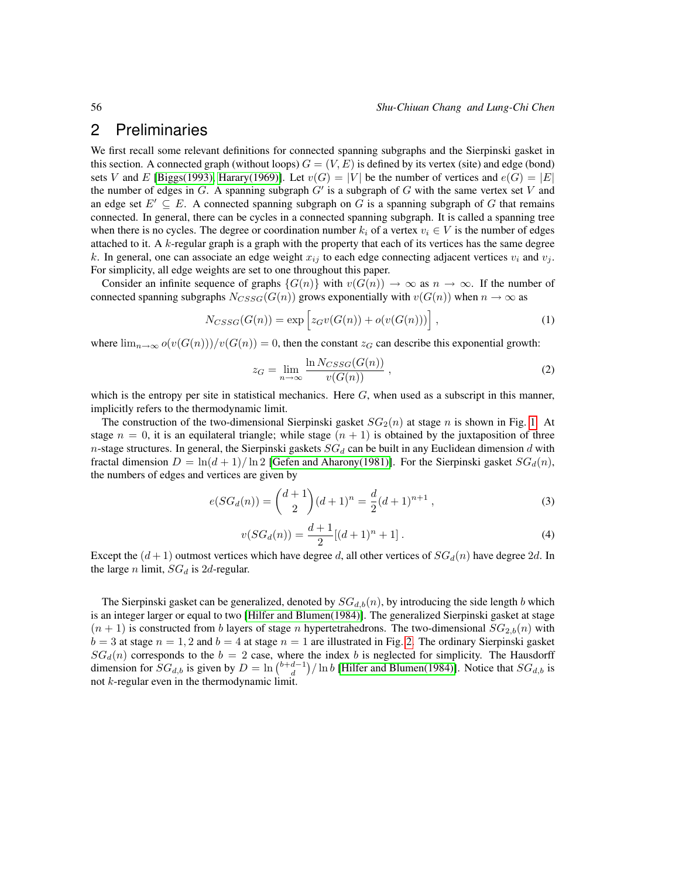## 2 Preliminaries

We first recall some relevant definitions for connected spanning subgraphs and the Sierpinski gasket in this section. A connected graph (without loops) $G = (V, E)$ is defined by its vertex (site) and edge (bond) sets $V$ and $E$ [Biggs(1993), Harary(1969)]. Let $v(G) = |V|$ be the number of vertices and $e(G) = |E|$ the number of edges in $G$. A spanning subgraph $G'$ is a subgraph of $G$ with the same vertex set $V$ and an edge set $E' \subseteq E$. A connected spanning subgraph on $G$ is a spanning subgraph of $G$ that remains connected. In general, there can be cycles in a connected spanning subgraph. It is called a spanning tree when there is no cycles. The degree or coordination number $k_i$ of a vertex $v_i \in V$ is the number of edges attached to it. A $k$-regular graph is a graph with the property that each of its vertices has the same degree $k$. In general, one can associate an edge weight $x_{ij}$ to each edge connecting adjacent vertices $v_i$ and $v_j$. For simplicity, all edge weights are set to one throughout this paper.

Consider an infinite sequence of graphs $\{G(n)\}$ with $v(G(n)) \to \infty$ as $n \to \infty$. If the number of connected spanning subgraphs $N_{CSSG}(G(n))$ grows exponentially with $v(G(n))$ when $n \to \infty$ as

$$N_{CSSG}(G(n)) = \exp\Big[z_G v(G(n)) + o(v(G(n)))\Big] \,, \tag{1}$$

where $\lim_{n\to\infty} o(v(G(n)))/v(G(n)) = 0$, then the constant $z_G$ can describe this exponential growth:

$$z_G = \lim_{n\to\infty} \frac{\ln N_{CSSG}(G(n))}{v(G(n))} \,, \tag{2}$$

which is the entropy per site in statistical mechanics. Here $G$, when used as a subscript in this manner, implicitly refers to the thermodynamic limit.

The construction of the two-dimensional Sierpinski gasket $SG_2(n)$ at stage $n$ is shown in Fig. 1. At stage $n = 0$, it is an equilateral triangle; while stage $(n + 1)$ is obtained by the juxtaposition of three $n$-stage structures. In general, the Sierpinski gaskets $SG_d$ can be built in any Euclidean dimension $d$ with fractal dimension $D = \ln(d + 1)/\ln 2$ [Gefen and Aharony(1981)]. For the Sierpinski gasket $SG_d(n)$, the numbers of edges and vertices are given by

$$e(SG_d(n)) = \binom{d+1}{2}(d+1)^n = \frac{d}{2}(d+1)^{n+1} \,, \tag{3}$$

$$v(SG_d(n)) = \frac{d+1}{2}[(d+1)^n + 1] \,. \tag{4}$$

Except the $(d + 1)$ outmost vertices which have degree $d$, all other vertices of $SG_d(n)$ have degree $2d$. In the large $n$ limit, $SG_d$ is $2d$-regular.

The Sierpinski gasket can be generalized, denoted by $SG_{d,b}(n)$, by introducing the side length $b$ which is an integer larger or equal to two [Hilfer and Blumen(1984)]. The generalized Sierpinski gasket at stage $(n + 1)$ is constructed from $b$ layers of stage $n$ hypertetrahedrons. The two-dimensional $SG_{2,b}(n)$ with $b = 3$ at stage $n = 1, 2$ and $b = 4$ at stage $n = 1$ are illustrated in Fig. 2. The ordinary Sierpinski gasket $SG_d(n)$ corresponds to the $b = 2$ case, where the index $b$ is neglected for simplicity. The Hausdorff dimension for $SG_{d,b}$ is given by $D = \ln\binom{b+d-1}{d}/\ln b$ [Hilfer and Blumen(1984)]. Notice that $SG_{d,b}$ is not $k$-regular even in the thermodynamic limit.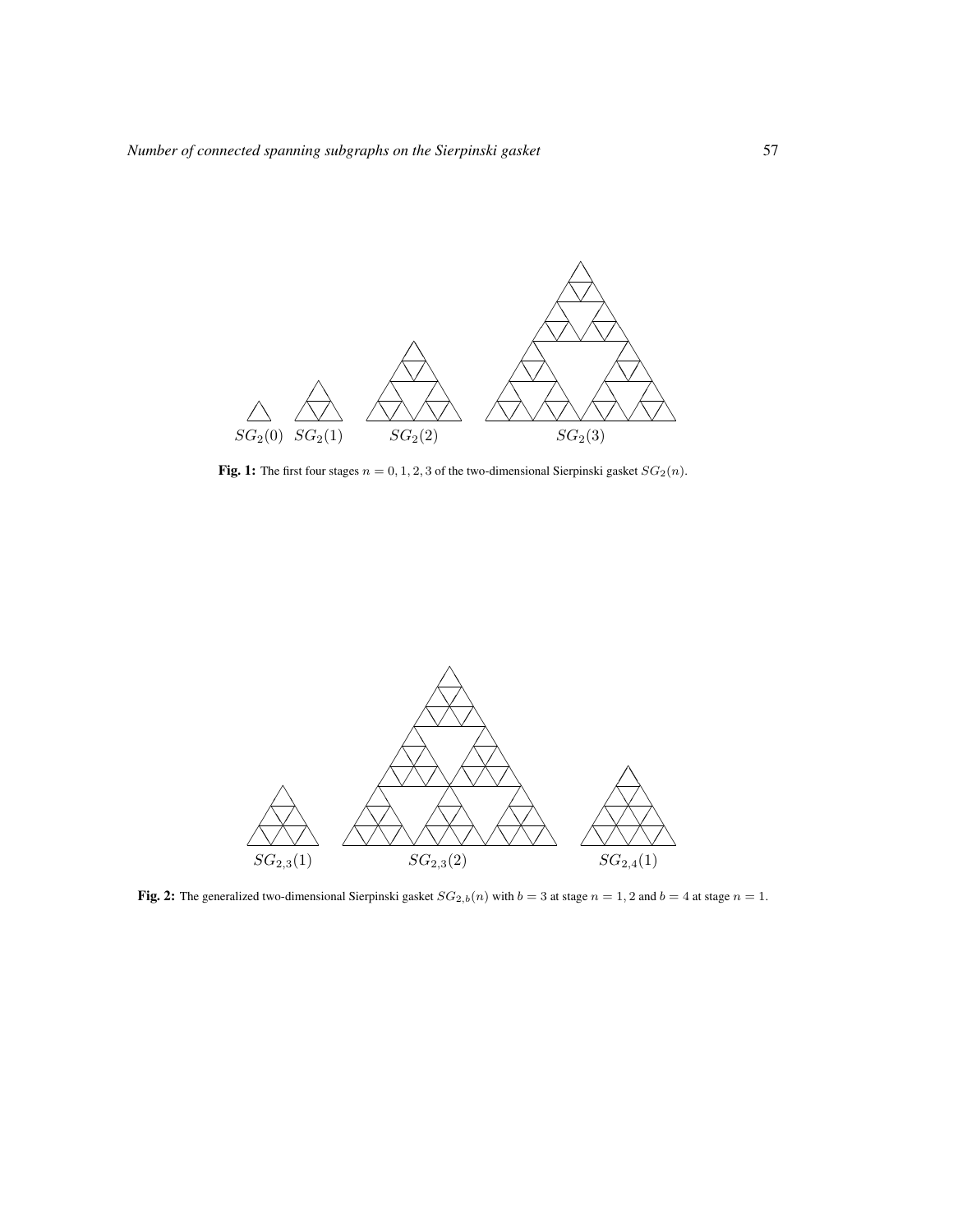Fig. 1: The first four stages $n = 0, 1, 2, 3$ of the two-dimensional Sierpinski gasket $SG_2(n)$.

Fig. 2: The generalized two-dimensional Sierpinski gasket $SG_{2,b}(n)$ with $b = 3$ at stage $n = 1, 2$ and $b = 4$ at stage $n = 1$.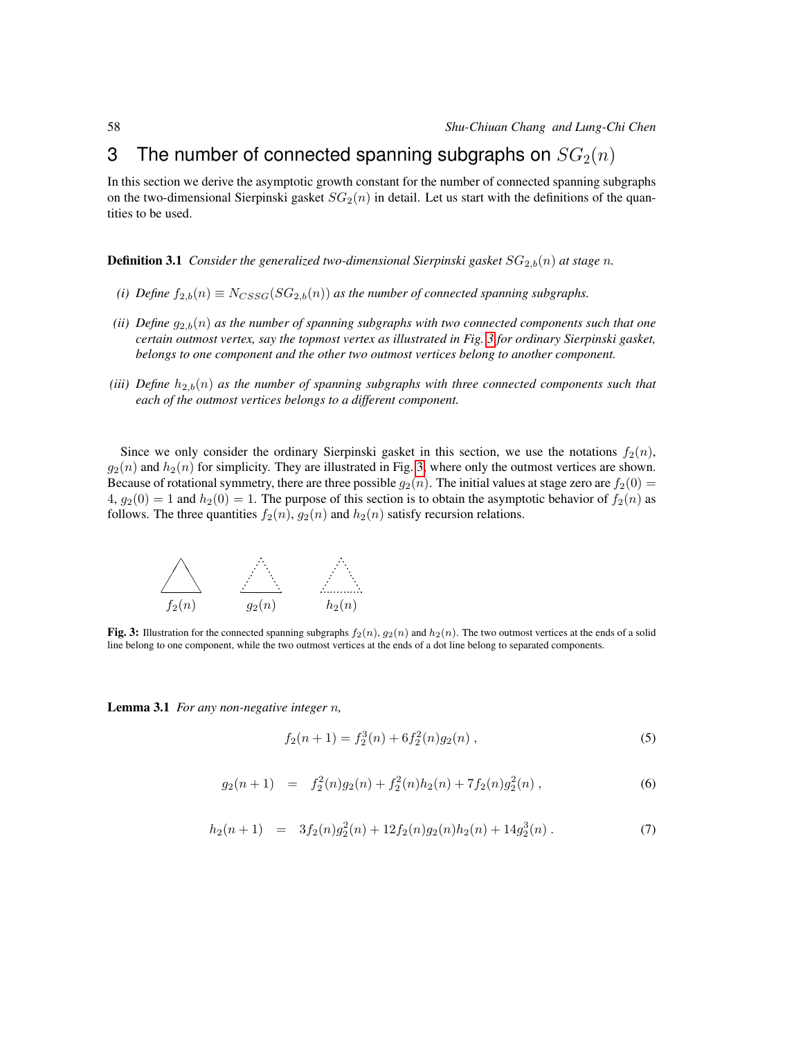# 3 The number of connected spanning subgraphs on $SG_2(n)$

In this section we derive the asymptotic growth constant for the number of connected spanning subgraphs on the two-dimensional Sierpinski gasket $SG_2(n)$ in detail. Let us start with the definitions of the quantities to be used.

**Definition 3.1** *Consider the generalized two-dimensional Sierpinski gasket $SG_{2,b}(n)$ at stage $n$.*

*(i) Define $f_{2,b}(n) \equiv N_{CSSG}(SG_{2,b}(n))$ as the number of connected spanning subgraphs.*

*(ii) Define $g_{2,b}(n)$ as the number of spanning subgraphs with two connected components such that one certain outmost vertex, say the topmost vertex as illustrated in Fig. 3 for ordinary Sierpinski gasket, belongs to one component and the other two outmost vertices belong to another component.*

*(iii) Define $h_{2,b}(n)$ as the number of spanning subgraphs with three connected components such that each of the outmost vertices belongs to a different component.*

Since we only consider the ordinary Sierpinski gasket in this section, we use the notations $f_2(n)$, $g_2(n)$ and $h_2(n)$ for simplicity. They are illustrated in Fig. 3, where only the outmost vertices are shown. Because of rotational symmetry, there are three possible $g_2(n)$. The initial values at stage zero are $f_2(0) = 4$, $g_2(0) = 1$ and $h_2(0) = 1$. The purpose of this section is to obtain the asymptotic behavior of $f_2(n)$ as follows. The three quantities $f_2(n)$, $g_2(n)$ and $h_2(n)$ satisfy recursion relations.

$f_2(n)$ $g_2(n)$ $h_2(n)$

**Fig. 3:** Illustration for the connected spanning subgraphs $f_2(n)$, $g_2(n)$ and $h_2(n)$. The two outmost vertices at the ends of a solid line belong to one component, while the two outmost vertices at the ends of a dot line belong to separated components.

**Lemma 3.1** *For any non-negative integer $n$,*

$$f_2(n+1) = f_2^3(n) + 6f_2^2(n)g_2(n) , \tag{5}$$

$$g_2(n+1) = f_2^2(n)g_2(n) + f_2^2(n)h_2(n) + 7f_2(n)g_2^2(n) , \tag{6}$$

$$h_2(n+1) = 3f_2(n)g_2^2(n) + 12f_2(n)g_2(n)h_2(n) + 14g_2^3(n) . \tag{7}$$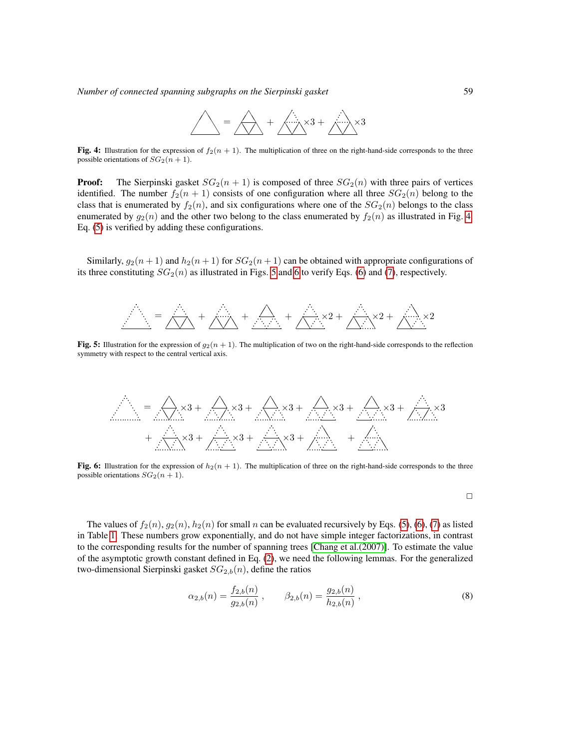Fig. 4: Illustration for the expression of $f_2(n+1)$. The multiplication of three on the right-hand-side corresponds to the three possible orientations of $SG_2(n+1)$.

**Proof:** The Sierpinski gasket $SG_2(n+1)$ is composed of three $SG_2(n)$ with three pairs of vertices identified. The number $f_2(n+1)$ consists of one configuration where all three $SG_2(n)$ belong to the class that is enumerated by $f_2(n)$, and six configurations where one of the $SG_2(n)$ belongs to the class enumerated by $g_2(n)$ and the other two belong to the class enumerated by $f_2(n)$ as illustrated in Fig. 4. Eq. (5) is verified by adding these configurations.

Similarly, $g_2(n+1)$ and $h_2(n+1)$ for $SG_2(n+1)$ can be obtained with appropriate configurations of its three constituting $SG_2(n)$ as illustrated in Figs. 5 and 6 to verify Eqs. (6) and (7), respectively.

Fig. 5: Illustration for the expression of $g_2(n+1)$. The multiplication of two on the right-hand-side corresponds to the reflection symmetry with respect to the central vertical axis.

Fig. 6: Illustration for the expression of $h_2(n+1)$. The multiplication of three on the right-hand-side corresponds to the three possible orientations $SG_2(n+1)$.

□

The values of $f_2(n), g_2(n), h_2(n)$ for small $n$ can be evaluated recursively by Eqs. (5), (6), (7) as listed in Table 1. These numbers grow exponentially, and do not have simple integer factorizations, in contrast to the corresponding results for the number of spanning trees [Chang et al.(2007)]. To estimate the value of the asymptotic growth constant defined in Eq. (2), we need the following lemmas. For the generalized two-dimensional Sierpinski gasket $SG_{2,b}(n)$, define the ratios

$$\alpha_{2,b}(n) = \frac{f_{2,b}(n)}{g_{2,b}(n)} , \qquad \beta_{2,b}(n) = \frac{g_{2,b}(n)}{h_{2,b}(n)} , \tag{8}$$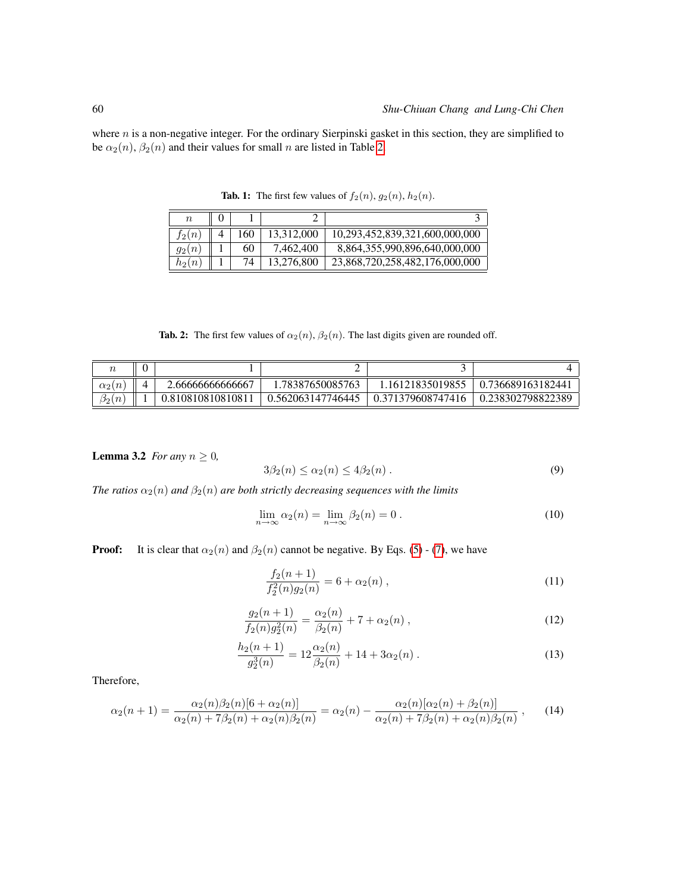where $n$ is a non-negative integer. For the ordinary Sierpinski gasket in this section, they are simplified to be $\alpha_2(n)$, $\beta_2(n)$ and their values for small $n$ are listed in Table 2.

**Tab. 1:** The first few values of $f_2(n)$, $g_2(n)$, $h_2(n)$.

| $n$ | 0 | 1 | 2 | 3 |
|---|---|---|---|---|
| $f_2(n)$ | 4 | 160 | 13,312,000 | 10,293,452,839,321,600,000,000 |
| $g_2(n)$ | 1 | 60 | 7,462,400 | 8,864,355,990,896,640,000,000 |
| $h_2(n)$ | 1 | 74 | 13,276,800 | 23,868,720,258,482,176,000,000 |

**Tab. 2:** The first few values of $\alpha_2(n)$, $\beta_2(n)$. The last digits given are rounded off.

| $n$ | 0 | 1 | 2 | 3 | 4 |
|---|---|---|---|---|---|
| $\alpha_2(n)$ | 4 | 2.66666666666667 | 1.78387650085763 | 1.16121835019855 | 0.736689163182441 |
| $\beta_2(n)$ | 1 | 0.810810810810811 | 0.562063147746445 | 0.371379608747416 | 0.238302798822389 |

**Lemma 3.2** *For any $n \geq 0$,*

$$3\beta_2(n) \leq \alpha_2(n) \leq 4\beta_2(n) \; . \tag{9}$$

*The ratios $\alpha_2(n)$ and $\beta_2(n)$ are both strictly decreasing sequences with the limits*

$$\lim_{n\to\infty} \alpha_2(n) = \lim_{n\to\infty} \beta_2(n) = 0 \; . \tag{10}$$

**Proof:** It is clear that $\alpha_2(n)$ and $\beta_2(n)$ cannot be negative. By Eqs. (5) - (7), we have

$$\frac{f_2(n+1)}{f_2^2(n)g_2(n)} = 6 + \alpha_2(n) \; , \tag{11}$$

$$\frac{g_2(n+1)}{f_2(n)g_2^2(n)} = \frac{\alpha_2(n)}{\beta_2(n)} + 7 + \alpha_2(n) \; , \tag{12}$$

$$\frac{h_2(n+1)}{g_2^3(n)} = 12\frac{\alpha_2(n)}{\beta_2(n)} + 14 + 3\alpha_2(n) \; . \tag{13}$$

Therefore,

$$\alpha_2(n+1) = \frac{\alpha_2(n)\beta_2(n)[6+\alpha_2(n)]}{\alpha_2(n)+7\beta_2(n)+\alpha_2(n)\beta_2(n)} = \alpha_2(n) - \frac{\alpha_2(n)[\alpha_2(n)+\beta_2(n)]}{\alpha_2(n)+7\beta_2(n)+\alpha_2(n)\beta_2(n)} \; , \tag{14}$$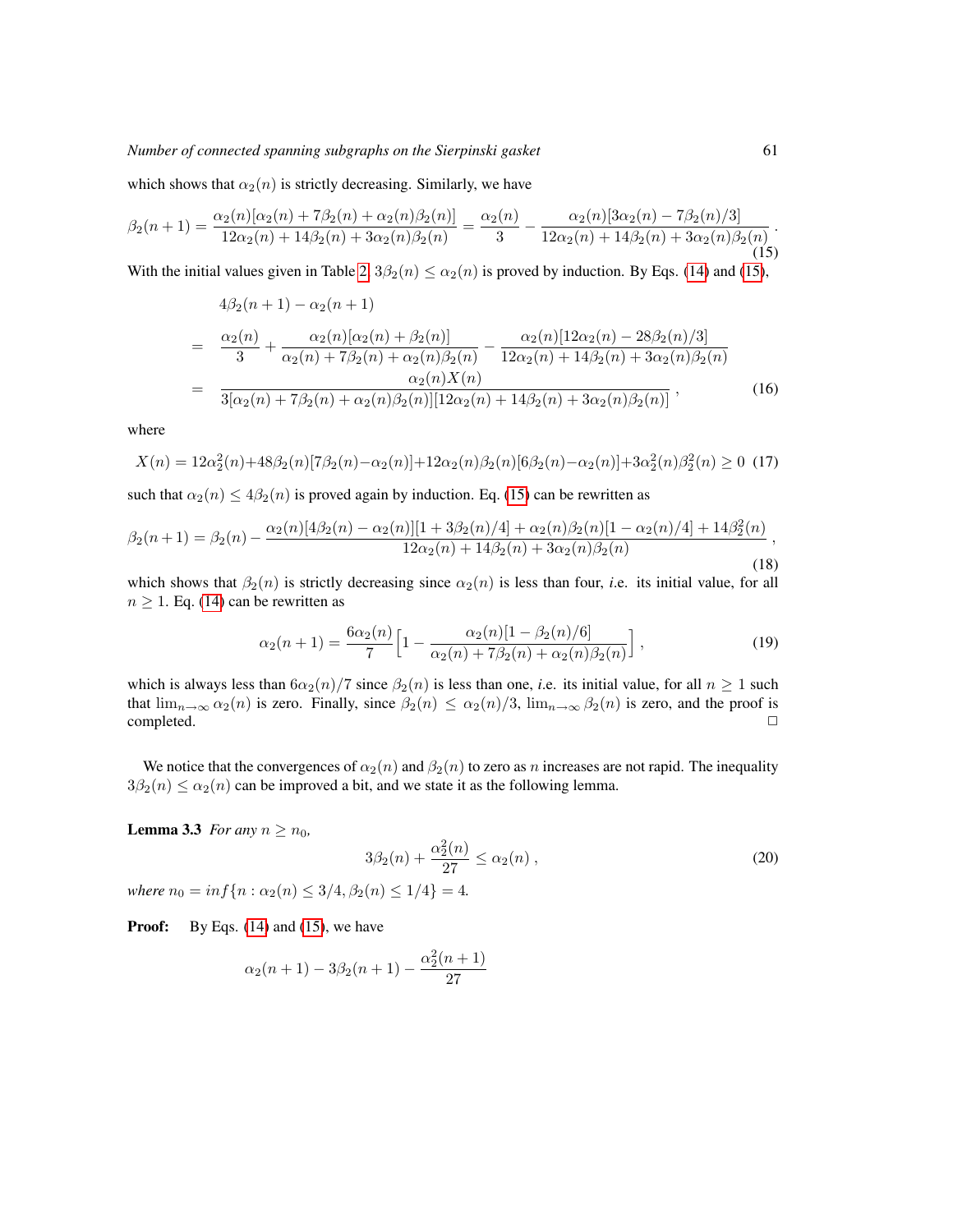which shows that $\alpha_2(n)$ is strictly decreasing. Similarly, we have

$$\beta_2(n+1) = \frac{\alpha_2(n)[\alpha_2(n) + 7\beta_2(n) + \alpha_2(n)\beta_2(n)]}{12\alpha_2(n) + 14\beta_2(n) + 3\alpha_2(n)\beta_2(n)} = \frac{\alpha_2(n)}{3} - \frac{\alpha_2(n)[3\alpha_2(n) - 7\beta_2(n)/3]}{12\alpha_2(n) + 14\beta_2(n) + 3\alpha_2(n)\beta_2(n)} . \tag{15}$$

With the initial values given in Table 2, $3\beta_2(n) \leq \alpha_2(n)$ is proved by induction. By Eqs. (14) and (15),

$$\begin{aligned}
& 4\beta_2(n+1) - \alpha_2(n+1) \\
= \;& \frac{\alpha_2(n)}{3} + \frac{\alpha_2(n)[\alpha_2(n) + \beta_2(n)]}{\alpha_2(n) + 7\beta_2(n) + \alpha_2(n)\beta_2(n)} - \frac{\alpha_2(n)[12\alpha_2(n) - 28\beta_2(n)/3]}{12\alpha_2(n) + 14\beta_2(n) + 3\alpha_2(n)\beta_2(n)} \\
= \;& \frac{\alpha_2(n)X(n)}{3[\alpha_2(n) + 7\beta_2(n) + \alpha_2(n)\beta_2(n)][12\alpha_2(n) + 14\beta_2(n) + 3\alpha_2(n)\beta_2(n)]} ,
\end{aligned} \tag{16}$$

where

$$X(n) = 12\alpha_2^2(n) + 48\beta_2(n)[7\beta_2(n) - \alpha_2(n)] + 12\alpha_2(n)\beta_2(n)[6\beta_2(n) - \alpha_2(n)] + 3\alpha_2^2(n)\beta_2^2(n) \geq 0 \tag{17}$$

such that $\alpha_2(n) \leq 4\beta_2(n)$ is proved again by induction. Eq. (15) can be rewritten as

$$\beta_2(n+1) = \beta_2(n) - \frac{\alpha_2(n)[4\beta_2(n) - \alpha_2(n)][1 + 3\beta_2(n)/4] + \alpha_2(n)\beta_2(n)[1 - \alpha_2(n)/4] + 14\beta_2^2(n)}{12\alpha_2(n) + 14\beta_2(n) + 3\alpha_2(n)\beta_2(n)} , \tag{18}$$

which shows that $\beta_2(n)$ is strictly decreasing since $\alpha_2(n)$ is less than four, *i.e.* its initial value, for all $n \geq 1$. Eq. (14) can be rewritten as

$$\alpha_2(n+1) = \frac{6\alpha_2(n)}{7}\Big[1 - \frac{\alpha_2(n)[1 - \beta_2(n)/6]}{\alpha_2(n) + 7\beta_2(n) + \alpha_2(n)\beta_2(n)}\Big] , \tag{19}$$

which is always less than $6\alpha_2(n)/7$ since $\beta_2(n)$ is less than one, *i.e.* its initial value, for all $n \geq 1$ such that $\lim_{n\to\infty} \alpha_2(n)$ is zero. Finally, since $\beta_2(n) \leq \alpha_2(n)/3$, $\lim_{n\to\infty} \beta_2(n)$ is zero, and the proof is completed. □

We notice that the convergences of $\alpha_2(n)$ and $\beta_2(n)$ to zero as $n$ increases are not rapid. The inequality $3\beta_2(n) \leq \alpha_2(n)$ can be improved a bit, and we state it as the following lemma.

**Lemma 3.3** *For any $n \geq n_0$,*

$$3\beta_2(n) + \frac{\alpha_2^2(n)}{27} \leq \alpha_2(n) , \tag{20}$$

*where $n_0 = inf\{n : \alpha_2(n) \leq 3/4, \beta_2(n) \leq 1/4\} = 4$.*

**Proof:** By Eqs. (14) and (15), we have

$$\alpha_2(n+1) - 3\beta_2(n+1) - \frac{\alpha_2^2(n+1)}{27}$$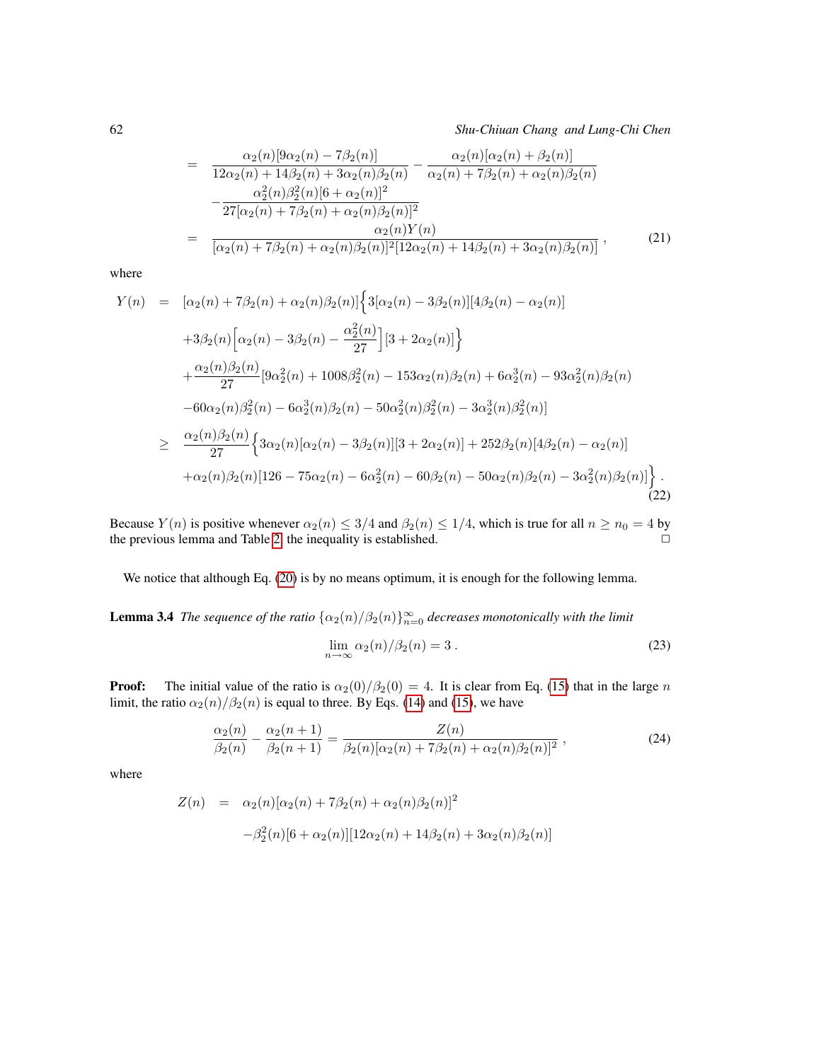$$
\begin{aligned}
&= \frac{\alpha_2(n)[9\alpha_2(n) - 7\beta_2(n)]}{12\alpha_2(n) + 14\beta_2(n) + 3\alpha_2(n)\beta_2(n)} - \frac{\alpha_2(n)[\alpha_2(n) + \beta_2(n)]}{\alpha_2(n) + 7\beta_2(n) + \alpha_2(n)\beta_2(n)} \\
&\quad - \frac{\alpha_2^2(n)\beta_2^2(n)[6 + \alpha_2(n)]^2}{27[\alpha_2(n) + 7\beta_2(n) + \alpha_2(n)\beta_2(n)]^2} \\
&= \frac{\alpha_2(n)Y(n)}{[\alpha_2(n) + 7\beta_2(n) + \alpha_2(n)\beta_2(n)]^2[12\alpha_2(n) + 14\beta_2(n) + 3\alpha_2(n)\beta_2(n)]} , \qquad (21)
\end{aligned}
$$

where

$$
\begin{aligned}
Y(n) &= [\alpha_2(n) + 7\beta_2(n) + \alpha_2(n)\beta_2(n)]\Big\{3[\alpha_2(n) - 3\beta_2(n)][4\beta_2(n) - \alpha_2(n)] \\
&\quad + 3\beta_2(n)\Big[\alpha_2(n) - 3\beta_2(n) - \frac{\alpha_2^2(n)}{27}\Big][3 + 2\alpha_2(n)]\Big\} \\
&\quad + \frac{\alpha_2(n)\beta_2(n)}{27}[9\alpha_2^2(n) + 1008\beta_2^2(n) - 153\alpha_2(n)\beta_2(n) + 6\alpha_2^3(n) - 93\alpha_2^2(n)\beta_2(n) \\
&\quad - 60\alpha_2(n)\beta_2^2(n) - 6\alpha_2^3(n)\beta_2(n) - 50\alpha_2^2(n)\beta_2^2(n) - 3\alpha_2^3(n)\beta_2^2(n)] \\
&\geq \frac{\alpha_2(n)\beta_2(n)}{27}\Big\{3\alpha_2(n)[\alpha_2(n) - 3\beta_2(n)][3 + 2\alpha_2(n)] + 252\beta_2(n)[4\beta_2(n) - \alpha_2(n)] \\
&\quad + \alpha_2(n)\beta_2(n)[126 - 75\alpha_2(n) - 6\alpha_2^2(n) - 60\beta_2(n) - 50\alpha_2(n)\beta_2(n) - 3\alpha_2^2(n)\beta_2(n)]\Big\} . \qquad (22)
\end{aligned}
$$

Because $Y(n)$ is positive whenever $\alpha_2(n) \leq 3/4$ and $\beta_2(n) \leq 1/4$, which is true for all $n \geq n_0 = 4$ by the previous lemma and Table 2, the inequality is established. $\square$

We notice that although Eq. (20) is by no means optimum, it is enough for the following lemma.

**Lemma 3.4** *The sequence of the ratio* $\{\alpha_2(n)/\beta_2(n)\}_{n=0}^{\infty}$ *decreases monotonically with the limit*

$$
\lim_{n\to\infty} \alpha_2(n)/\beta_2(n) = 3 . \qquad (23)
$$

**Proof:** The initial value of the ratio is $\alpha_2(0)/\beta_2(0) = 4$. It is clear from Eq. (15) that in the large $n$ limit, the ratio $\alpha_2(n)/\beta_2(n)$ is equal to three. By Eqs. (14) and (15), we have

$$
\frac{\alpha_2(n)}{\beta_2(n)} - \frac{\alpha_2(n+1)}{\beta_2(n+1)} = \frac{Z(n)}{\beta_2(n)[\alpha_2(n) + 7\beta_2(n) + \alpha_2(n)\beta_2(n)]^2} , \qquad (24)
$$

where

$$
\begin{aligned}
Z(n) &= \alpha_2(n)[\alpha_2(n) + 7\beta_2(n) + \alpha_2(n)\beta_2(n)]^2 \\
&\quad - \beta_2^2(n)[6 + \alpha_2(n)][12\alpha_2(n) + 14\beta_2(n) + 3\alpha_2(n)\beta_2(n)]
\end{aligned}
$$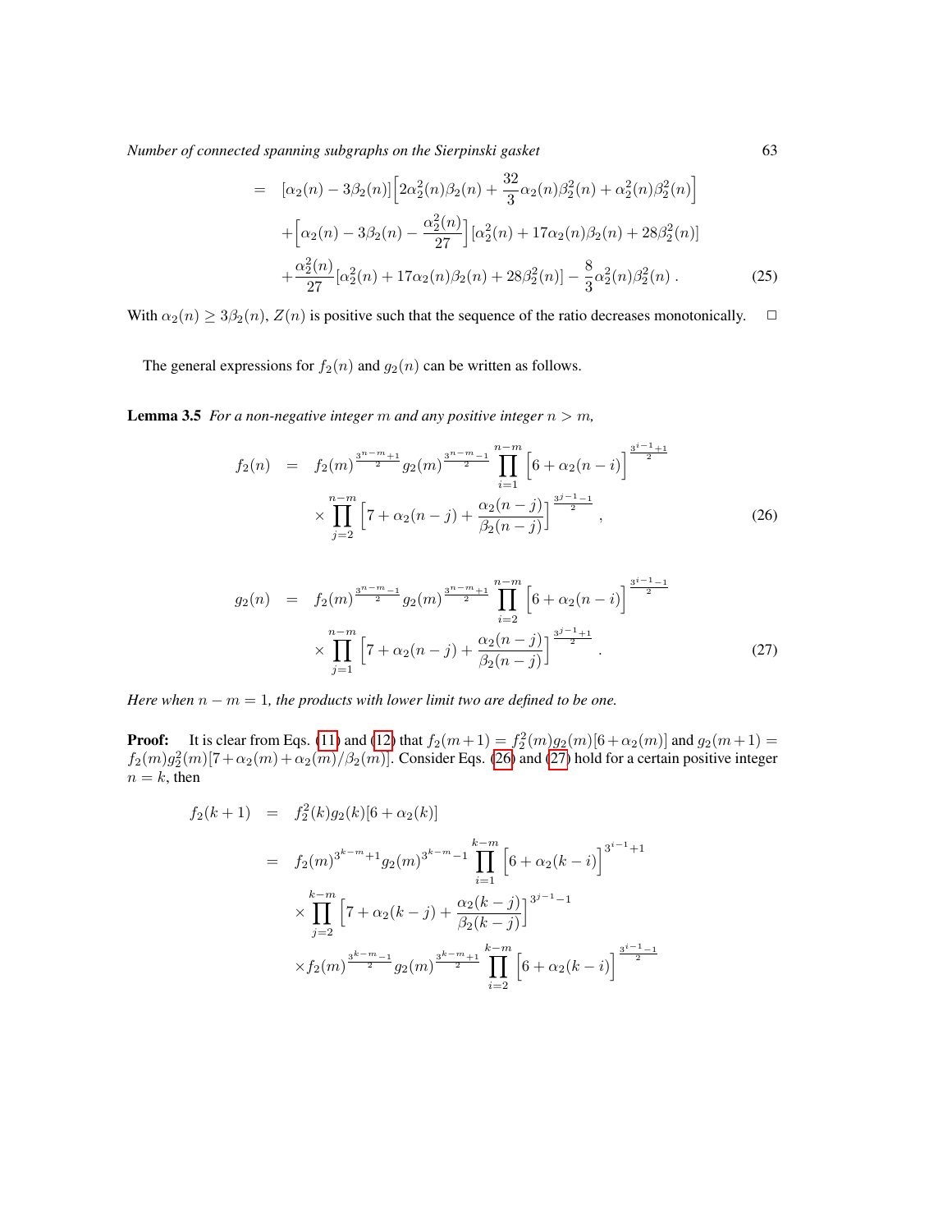$$
\begin{aligned}
&= [\alpha_2(n) - 3\beta_2(n)]\Big[2\alpha_2^2(n)\beta_2(n) + \frac{32}{3}\alpha_2(n)\beta_2^2(n) + \alpha_2^2(n)\beta_2^2(n)\Big] \\
&\quad + \Big[\alpha_2(n) - 3\beta_2(n) - \frac{\alpha_2^2(n)}{27}\Big][\alpha_2^2(n) + 17\alpha_2(n)\beta_2(n) + 28\beta_2^2(n)] \\
&\quad + \frac{\alpha_2^2(n)}{27}[\alpha_2^2(n) + 17\alpha_2(n)\beta_2(n) + 28\beta_2^2(n)] - \frac{8}{3}\alpha_2^2(n)\beta_2^2(n) \,. \qquad (25)
\end{aligned}
$$

With $\alpha_2(n) \geq 3\beta_2(n)$, $Z(n)$ is positive such that the sequence of the ratio decreases monotonically. □

The general expressions for $f_2(n)$ and $g_2(n)$ can be written as follows.

**Lemma 3.5** *For a non-negative integer $m$ and any positive integer $n > m$,*

$$
\begin{aligned}
f_2(n) &= f_2(m)^{\frac{3^{n-m}+1}{2}} g_2(m)^{\frac{3^{n-m}-1}{2}} \prod_{i=1}^{n-m} \Big[6 + \alpha_2(n-i)\Big]^{\frac{3^{i-1}+1}{2}} \\
&\quad \times \prod_{j=2}^{n-m} \Big[7 + \alpha_2(n-j) + \frac{\alpha_2(n-j)}{\beta_2(n-j)}\Big]^{\frac{3^{j-1}-1}{2}} \,, \qquad (26)
\end{aligned}
$$

$$
\begin{aligned}
g_2(n) &= f_2(m)^{\frac{3^{n-m}-1}{2}} g_2(m)^{\frac{3^{n-m}+1}{2}} \prod_{i=2}^{n-m} \Big[6 + \alpha_2(n-i)\Big]^{\frac{3^{i-1}-1}{2}} \\
&\quad \times \prod_{j=1}^{n-m} \Big[7 + \alpha_2(n-j) + \frac{\alpha_2(n-j)}{\beta_2(n-j)}\Big]^{\frac{3^{j-1}+1}{2}} \,. \qquad (27)
\end{aligned}
$$

*Here when $n - m = 1$, the products with lower limit two are defined to be one.*

**Proof:** It is clear from Eqs. (11) and (12) that $f_2(m+1) = f_2^2(m)g_2(m)[6+\alpha_2(m)]$ and $g_2(m+1) = f_2(m)g_2^2(m)[7+\alpha_2(m)+\alpha_2(m)/\beta_2(m)]$. Consider Eqs. (26) and (27) hold for a certain positive integer $n = k$, then

$$
\begin{aligned}
f_2(k+1) &= f_2^2(k)g_2(k)[6+\alpha_2(k)] \\
&= f_2(m)^{3^{k-m}+1} g_2(m)^{3^{k-m}-1} \prod_{i=1}^{k-m} \Big[6 + \alpha_2(k-i)\Big]^{3^{i-1}+1} \\
&\quad \times \prod_{j=2}^{k-m} \Big[7 + \alpha_2(k-j) + \frac{\alpha_2(k-j)}{\beta_2(k-j)}\Big]^{3^{j-1}-1} \\
&\quad \times f_2(m)^{\frac{3^{k-m}-1}{2}} g_2(m)^{\frac{3^{k-m}+1}{2}} \prod_{i=2}^{k-m} \Big[6 + \alpha_2(k-i)\Big]^{\frac{3^{i-1}-1}{2}}
\end{aligned}
$$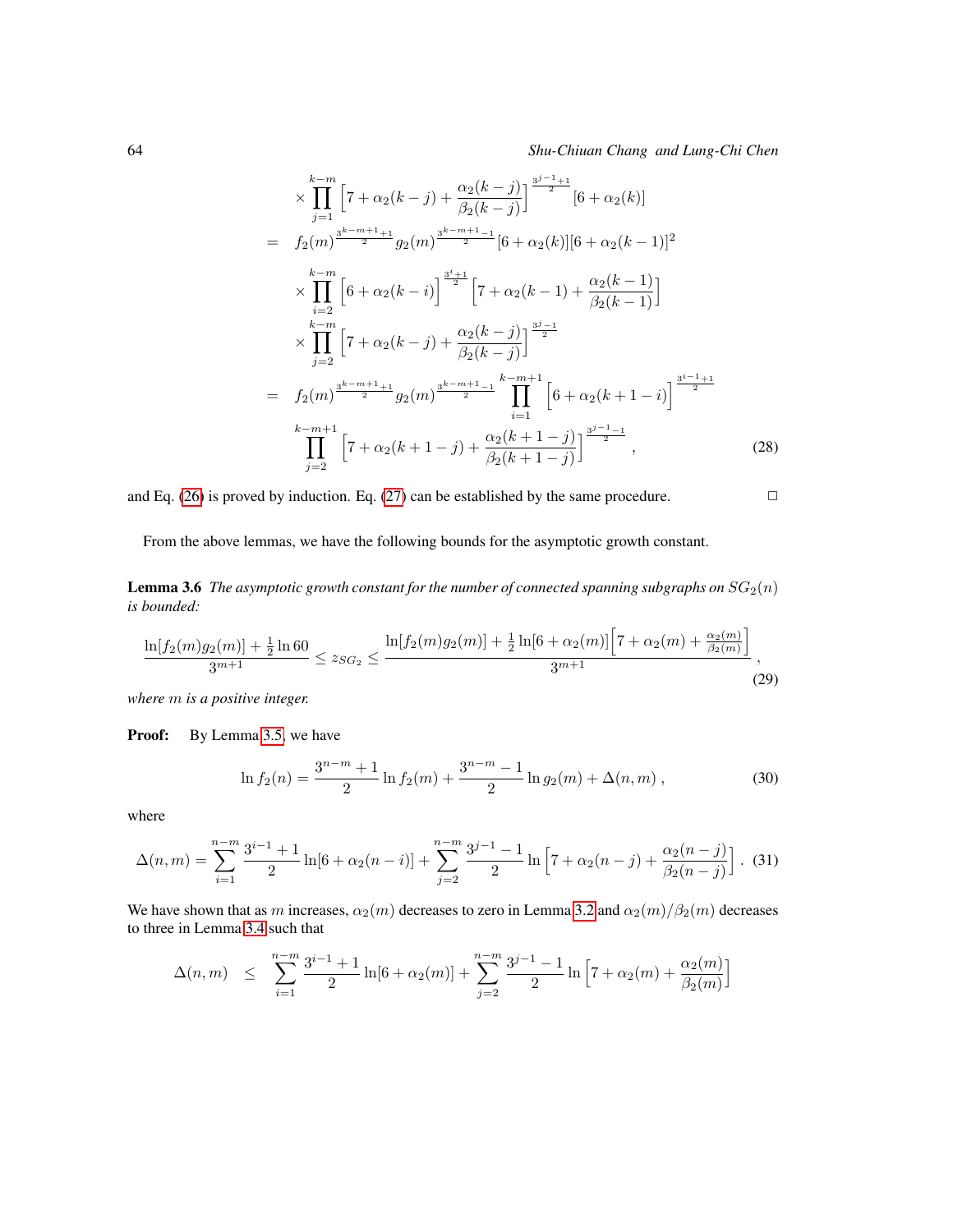$$
\begin{aligned}
& \times \prod_{j=1}^{k-m} \left[7 + \alpha_2(k-j) + \frac{\alpha_2(k-j)}{\beta_2(k-j)}\right]^{\frac{3^{j-1}+1}{2}} [6 + \alpha_2(k)] \\
= \quad & f_2(m)^{\frac{3^{k-m+1}+1}{2}} g_2(m)^{\frac{3^{k-m+1}-1}{2}} [6 + \alpha_2(k)][6 + \alpha_2(k-1)]^2 \\
& \times \prod_{i=2}^{k-m} \left[6 + \alpha_2(k-i)\right]^{\frac{3^i+1}{2}} \left[7 + \alpha_2(k-1) + \frac{\alpha_2(k-1)}{\beta_2(k-1)}\right] \\
& \times \prod_{j=2}^{k-m} \left[7 + \alpha_2(k-j) + \frac{\alpha_2(k-j)}{\beta_2(k-j)}\right]^{\frac{3^j-1}{2}} \\
= \quad & f_2(m)^{\frac{3^{k-m+1}+1}{2}} g_2(m)^{\frac{3^{k-m+1}-1}{2}} \prod_{i=1}^{k-m+1} \left[6 + \alpha_2(k+1-i)\right]^{\frac{3^{i-1}+1}{2}} \\
& \prod_{j=2}^{k-m+1} \left[7 + \alpha_2(k+1-j) + \frac{\alpha_2(k+1-j)}{\beta_2(k+1-j)}\right]^{\frac{3^{j-1}-1}{2}} , \qquad (28)
\end{aligned}
$$

and Eq. (26) is proved by induction. Eq. (27) can be established by the same procedure. □

From the above lemmas, we have the following bounds for the asymptotic growth constant.

**Lemma 3.6** *The asymptotic growth constant for the number of connected spanning subgraphs on $SG_2(n)$ is bounded:*

$$
\frac{\ln[f_2(m)g_2(m)] + \frac{1}{2}\ln 60}{3^{m+1}} \le z_{SG_2} \le \frac{\ln[f_2(m)g_2(m)] + \frac{1}{2}\ln[6+\alpha_2(m)]\left[7 + \alpha_2(m) + \frac{\alpha_2(m)}{\beta_2(m)}\right]}{3^{m+1}} , \qquad (29)
$$

*where $m$ is a positive integer.*

**Proof:** By Lemma 3.5, we have

$$
\ln f_2(n) = \frac{3^{n-m}+1}{2} \ln f_2(m) + \frac{3^{n-m}-1}{2} \ln g_2(m) + \Delta(n,m) , \qquad (30)
$$

where

$$
\Delta(n,m) = \sum_{i=1}^{n-m} \frac{3^{i-1}+1}{2} \ln[6 + \alpha_2(n-i)] + \sum_{j=2}^{n-m} \frac{3^{j-1}-1}{2} \ln\left[7 + \alpha_2(n-j) + \frac{\alpha_2(n-j)}{\beta_2(n-j)}\right] . \quad (31)
$$

We have shown that as $m$ increases, $\alpha_2(m)$ decreases to zero in Lemma 3.2 and $\alpha_2(m)/\beta_2(m)$ decreases to three in Lemma 3.4 such that

$$
\Delta(n,m) \quad \le \quad \sum_{i=1}^{n-m} \frac{3^{i-1}+1}{2} \ln[6 + \alpha_2(m)] + \sum_{j=2}^{n-m} \frac{3^{j-1}-1}{2} \ln\left[7 + \alpha_2(m) + \frac{\alpha_2(m)}{\beta_2(m)}\right]
$$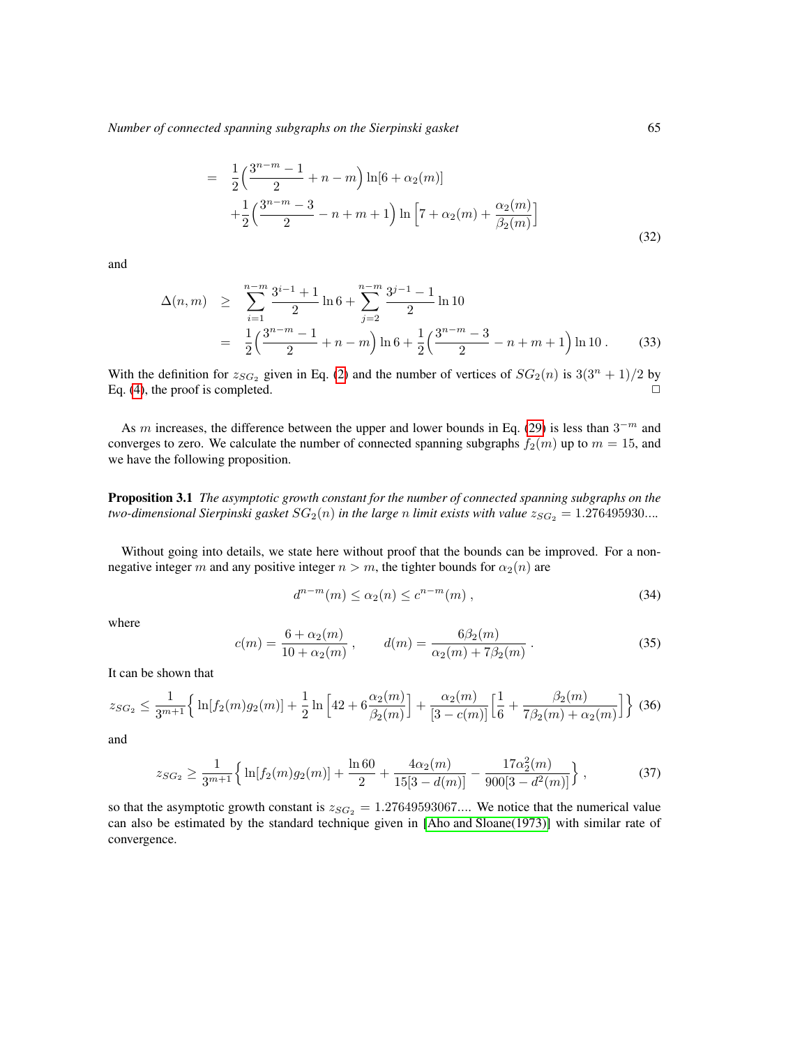$$
\begin{aligned}
&= \frac{1}{2}\Big(\frac{3^{n-m}-1}{2}+n-m\Big)\ln[6+\alpha_2(m)] \\
&\quad +\frac{1}{2}\Big(\frac{3^{n-m}-3}{2}-n+m+1\Big)\ln\Big[7+\alpha_2(m)+\frac{\alpha_2(m)}{\beta_2(m)}\Big]
\end{aligned} \tag{32}
$$

and

$$
\begin{aligned}
\Delta(n,m) &\geq \sum_{i=1}^{n-m}\frac{3^{i-1}+1}{2}\ln 6+\sum_{j=2}^{n-m}\frac{3^{j-1}-1}{2}\ln 10 \\
&= \frac{1}{2}\Big(\frac{3^{n-m}-1}{2}+n-m\Big)\ln 6+\frac{1}{2}\Big(\frac{3^{n-m}-3}{2}-n+m+1\Big)\ln 10 \, .
\end{aligned} \tag{33}
$$

With the definition for $z_{SG_2}$ given in Eq. (2) and the number of vertices of $SG_2(n)$ is $3(3^n+1)/2$ by Eq. (4), the proof is completed. □

As $m$ increases, the difference between the upper and lower bounds in Eq. (29) is less than $3^{-m}$ and converges to zero. We calculate the number of connected spanning subgraphs $f_2(m)$ up to $m=15$, and we have the following proposition.

**Proposition 3.1** *The asymptotic growth constant for the number of connected spanning subgraphs on the two-dimensional Sierpinski gasket $SG_2(n)$ in the large $n$ limit exists with value $z_{SG_2}=1.276495930....$*

Without going into details, we state here without proof that the bounds can be improved. For a non-negative integer $m$ and any positive integer $n>m$, the tighter bounds for $\alpha_2(n)$ are

$$
d^{n-m}(m)\leq \alpha_2(n)\leq c^{n-m}(m) \, , \tag{34}
$$

where

$$
c(m)=\frac{6+\alpha_2(m)}{10+\alpha_2(m)} \, , \qquad d(m)=\frac{6\beta_2(m)}{\alpha_2(m)+7\beta_2(m)} \, . \tag{35}
$$

It can be shown that

$$
z_{SG_2}\leq \frac{1}{3^{m+1}}\Big\{\ln[f_2(m)g_2(m)]+\frac{1}{2}\ln\Big[42+6\frac{\alpha_2(m)}{\beta_2(m)}\Big]+\frac{\alpha_2(m)}{[3-c(m)]}\Big[\frac{1}{6}+\frac{\beta_2(m)}{7\beta_2(m)+\alpha_2(m)}\Big]\Big\} \tag{36}
$$

and

$$
z_{SG_2}\geq \frac{1}{3^{m+1}}\Big\{\ln[f_2(m)g_2(m)]+\frac{\ln 60}{2}+\frac{4\alpha_2(m)}{15[3-d(m)]}-\frac{17\alpha_2^2(m)}{900[3-d^2(m)]}\Big\} \, , \tag{37}
$$

so that the asymptotic growth constant is $z_{SG_2}=1.27649593067....$ We notice that the numerical value can also be estimated by the standard technique given in [Aho and Sloane(1973)] with similar rate of convergence.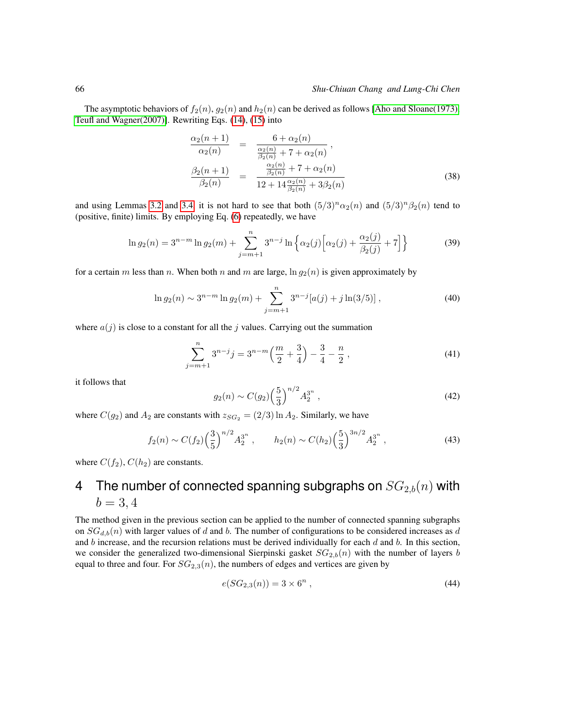The asymptotic behaviors of $f_2(n)$, $g_2(n)$ and $h_2(n)$ can be derived as follows [Aho and Sloane(1973), Teufl and Wagner(2007)]. Rewriting Eqs. (14), (15) into

$$
\begin{aligned}
\frac{\alpha_2(n+1)}{\alpha_2(n)} &= \frac{6+\alpha_2(n)}{\frac{\alpha_2(n)}{\beta_2(n)}+7+\alpha_2(n)} \,, \\
\frac{\beta_2(n+1)}{\beta_2(n)} &= \frac{\frac{\alpha_2(n)}{\beta_2(n)}+7+\alpha_2(n)}{12+14\frac{\alpha_2(n)}{\beta_2(n)}+3\beta_2(n)}
\end{aligned}
\tag{38}
$$

and using Lemmas 3.2 and 3.4, it is not hard to see that both $(5/3)^n\alpha_2(n)$ and $(5/3)^n\beta_2(n)$ tend to (positive, finite) limits. By employing Eq. (6) repeatedly, we have

$$
\ln g_2(n) = 3^{n-m}\ln g_2(m) + \sum_{j=m+1}^{n} 3^{n-j} \ln\Big\{\alpha_2(j)\Big[\alpha_2(j)+\frac{\alpha_2(j)}{\beta_2(j)}+7\Big]\Big\} \tag{39}
$$

for a certain $m$ less than $n$. When both $n$ and $m$ are large, $\ln g_2(n)$ is given approximately by

$$
\ln g_2(n) \sim 3^{n-m}\ln g_2(m) + \sum_{j=m+1}^{n} 3^{n-j}[a(j)+j\ln(3/5)] \,, \tag{40}
$$

where $a(j)$ is close to a constant for all the $j$ values. Carrying out the summation

$$
\sum_{j=m+1}^{n} 3^{n-j} j = 3^{n-m}\Big(\frac{m}{2}+\frac{3}{4}\Big) - \frac{3}{4} - \frac{n}{2} \,, \tag{41}
$$

it follows that

$$
g_2(n) \sim C(g_2)\Big(\frac{5}{3}\Big)^{n/2} A_2^{3^n} \,, \tag{42}
$$

where $C(g_2)$ and $A_2$ are constants with $z_{SG_2} = (2/3)\ln A_2$. Similarly, we have

$$
f_2(n) \sim C(f_2)\Big(\frac{3}{5}\Big)^{n/2} A_2^{3^n} \,, \qquad h_2(n) \sim C(h_2)\Big(\frac{5}{3}\Big)^{3n/2} A_2^{3^n} \,, \tag{43}
$$

where $C(f_2)$, $C(h_2)$ are constants.

## 4 The number of connected spanning subgraphs on $SG_{2,b}(n)$ with $b = 3, 4$

The method given in the previous section can be applied to the number of connected spanning subgraphs on $SG_{d,b}(n)$ with larger values of $d$ and $b$. The number of configurations to be considered increases as $d$ and $b$ increase, and the recursion relations must be derived individually for each $d$ and $b$. In this section, we consider the generalized two-dimensional Sierpinski gasket $SG_{2,b}(n)$ with the number of layers $b$ equal to three and four. For $SG_{2,3}(n)$, the numbers of edges and vertices are given by

$$
e(SG_{2,3}(n)) = 3 \times 6^n \,, \tag{44}
$$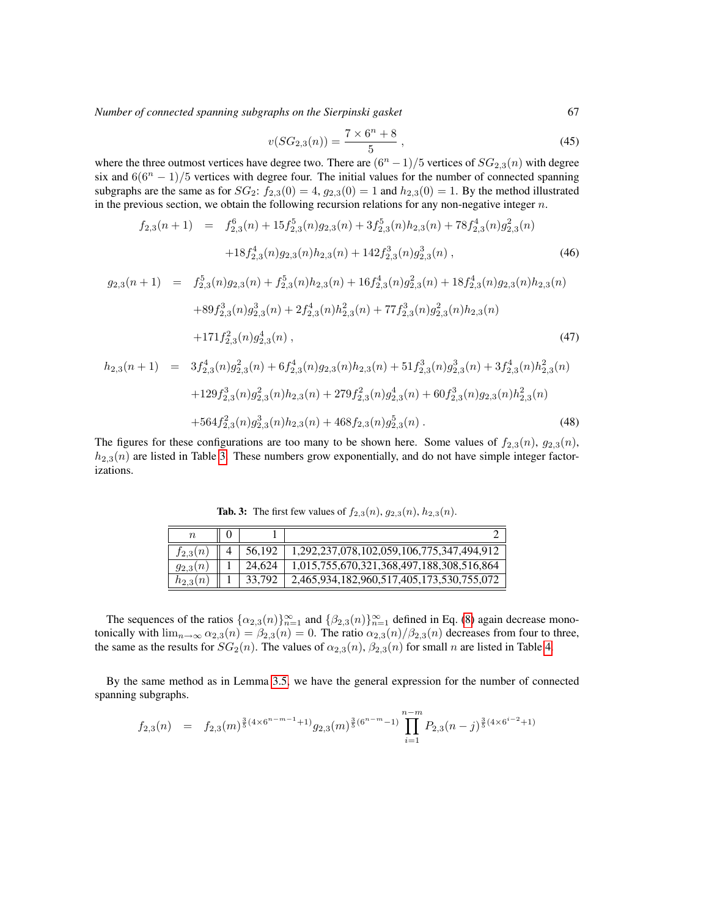$$v(SG_{2,3}(n)) = \frac{7 \times 6^n + 8}{5} \;, \tag{45}$$

where the three outmost vertices have degree two. There are $(6^n - 1)/5$ vertices of $SG_{2,3}(n)$ with degree six and $6(6^n - 1)/5$ vertices with degree four. The initial values for the number of connected spanning subgraphs are the same as for $SG_2$: $f_{2,3}(0) = 4$, $g_{2,3}(0) = 1$ and $h_{2,3}(0) = 1$. By the method illustrated in the previous section, we obtain the following recursion relations for any non-negative integer $n$.

$$\begin{aligned} f_{2,3}(n+1) &= f_{2,3}^6(n) + 15f_{2,3}^5(n)g_{2,3}(n) + 3f_{2,3}^5(n)h_{2,3}(n) + 78f_{2,3}^4(n)g_{2,3}^2(n) \\ &\quad + 18f_{2,3}^4(n)g_{2,3}(n)h_{2,3}(n) + 142f_{2,3}^3(n)g_{2,3}^3(n) \;, \end{aligned} \tag{46}$$

$$\begin{aligned} g_{2,3}(n+1) &= f_{2,3}^5(n)g_{2,3}(n) + f_{2,3}^5(n)h_{2,3}(n) + 16f_{2,3}^4(n)g_{2,3}^2(n) + 18f_{2,3}^4(n)g_{2,3}(n)h_{2,3}(n) \\ &\quad + 89f_{2,3}^3(n)g_{2,3}^3(n) + 2f_{2,3}^4(n)h_{2,3}^2(n) + 77f_{2,3}^3(n)g_{2,3}^2(n)h_{2,3}(n) \\ &\quad + 171f_{2,3}^2(n)g_{2,3}^4(n) \;, \end{aligned} \tag{47}$$

$$\begin{aligned} h_{2,3}(n+1) &= 3f_{2,3}^4(n)g_{2,3}^2(n) + 6f_{2,3}^4(n)g_{2,3}(n)h_{2,3}(n) + 51f_{2,3}^3(n)g_{2,3}^3(n) + 3f_{2,3}^4(n)h_{2,3}^2(n) \\ &\quad + 129f_{2,3}^3(n)g_{2,3}^2(n)h_{2,3}(n) + 279f_{2,3}^2(n)g_{2,3}^4(n) + 60f_{2,3}^3(n)g_{2,3}(n)h_{2,3}^2(n) \\ &\quad + 564f_{2,3}^2(n)g_{2,3}^3(n)h_{2,3}(n) + 468f_{2,3}(n)g_{2,3}^5(n) \;. \end{aligned} \tag{48}$$

The figures for these configurations are too many to be shown here. Some values of $f_{2,3}(n)$, $g_{2,3}(n)$, $h_{2,3}(n)$ are listed in Table 3. These numbers grow exponentially, and do not have simple integer factorizations.

**Tab. 3:** The first few values of $f_{2,3}(n)$, $g_{2,3}(n)$, $h_{2,3}(n)$.

| $n$ | 0 | 1 | 2 |
|---|---|---|---|
| $f_{2,3}(n)$ | 4 | 56,192 | 1,292,237,078,102,059,106,775,347,494,912 |
| $g_{2,3}(n)$ | 1 | 24,624 | 1,015,755,670,321,368,497,188,308,516,864 |
| $h_{2,3}(n)$ | 1 | 33,792 | 2,465,934,182,960,517,405,173,530,755,072 |

The sequences of the ratios $\{\alpha_{2,3}(n)\}_{n=1}^{\infty}$ and $\{\beta_{2,3}(n)\}_{n=1}^{\infty}$ defined in Eq. (8) again decrease monotonically with $\lim_{n\to\infty} \alpha_{2,3}(n) = \beta_{2,3}(n) = 0$. The ratio $\alpha_{2,3}(n)/\beta_{2,3}(n)$ decreases from four to three, the same as the results for $SG_2(n)$. The values of $\alpha_{2,3}(n)$, $\beta_{2,3}(n)$ for small $n$ are listed in Table 4.

By the same method as in Lemma 3.5, we have the general expression for the number of connected spanning subgraphs.

$$f_{2,3}(n) = f_{2,3}(m)^{\frac{3}{5}(4\times 6^{n-m-1}+1)} g_{2,3}(m)^{\frac{3}{5}(6^{n-m}-1)} \prod_{i=1}^{n-m} P_{2,3}(n-j)^{\frac{3}{5}(4\times 6^{i-2}+1)}$$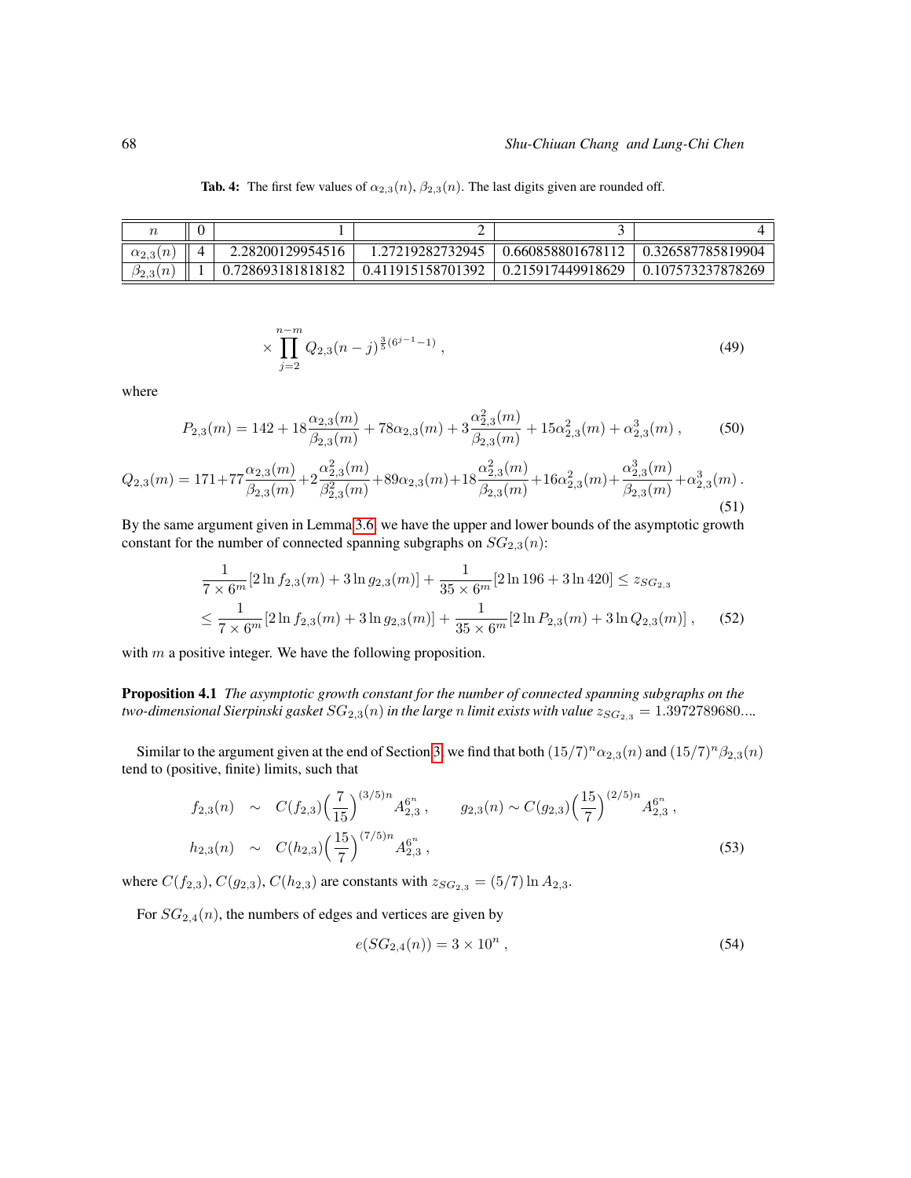**Tab. 4:** The first few values of $\alpha_{2,3}(n)$, $\beta_{2,3}(n)$. The last digits given are rounded off.

| $n$ | 0 | 1 | 2 | 3 | 4 |
|---|---|---|---|---|---|
| $\alpha_{2,3}(n)$ | 4 | 2.28200129954516 | 1.27219282732945 | 0.660858801678112 | 0.326587785819904 |
| $\beta_{2,3}(n)$ | 1 | 0.728693181818182 | 0.411915158701392 | 0.215917449918629 | 0.107573237878269 |

$$\times \prod_{j=2}^{n-m} Q_{2,3}(n-j)^{\frac{3}{5}(6^{j-1}-1)} \,, \tag{49}$$

where

$$P_{2,3}(m) = 142 + 18\frac{\alpha_{2,3}(m)}{\beta_{2,3}(m)} + 78\alpha_{2,3}(m) + 3\frac{\alpha_{2,3}^2(m)}{\beta_{2,3}(m)} + 15\alpha_{2,3}^2(m) + \alpha_{2,3}^3(m) \,, \tag{50}$$

$$Q_{2,3}(m) = 171+77\frac{\alpha_{2,3}(m)}{\beta_{2,3}(m)}+2\frac{\alpha_{2,3}^2(m)}{\beta_{2,3}^2(m)}+89\alpha_{2,3}(m)+18\frac{\alpha_{2,3}^2(m)}{\beta_{2,3}(m)}+16\alpha_{2,3}^2(m)+\frac{\alpha_{2,3}^3(m)}{\beta_{2,3}(m)}+\alpha_{2,3}^3(m) \,. \tag{51}$$

By the same argument given in Lemma 3.6, we have the upper and lower bounds of the asymptotic growth constant for the number of connected spanning subgraphs on $SG_{2,3}(n)$:

$$\begin{aligned}
&\frac{1}{7\times 6^m}[2\ln f_{2,3}(m) + 3\ln g_{2,3}(m)] + \frac{1}{35\times 6^m}[2\ln 196 + 3\ln 420] \le z_{SG_{2,3}} \\
&\le \frac{1}{7\times 6^m}[2\ln f_{2,3}(m) + 3\ln g_{2,3}(m)] + \frac{1}{35\times 6^m}[2\ln P_{2,3}(m) + 3\ln Q_{2,3}(m)] \,,
\end{aligned} \tag{52}$$

with $m$ a positive integer. We have the following proposition.

**Proposition 4.1** *The asymptotic growth constant for the number of connected spanning subgraphs on the two-dimensional Sierpinski gasket $SG_{2,3}(n)$ in the large $n$ limit exists with value $z_{SG_{2,3}} = 1.3972789680...$.*

Similar to the argument given at the end of Section 3, we find that both $(15/7)^n\alpha_{2,3}(n)$ and $(15/7)^n\beta_{2,3}(n)$ tend to (positive, finite) limits, such that

$$\begin{aligned}
f_{2,3}(n) &\sim C(f_{2,3})\Big(\frac{7}{15}\Big)^{(3/5)n} A_{2,3}^{6^n} \,, \qquad g_{2,3}(n) \sim C(g_{2,3})\Big(\frac{15}{7}\Big)^{(2/5)n} A_{2,3}^{6^n} \,, \\
h_{2,3}(n) &\sim C(h_{2,3})\Big(\frac{15}{7}\Big)^{(7/5)n} A_{2,3}^{6^n} \,,
\end{aligned} \tag{53}$$

where $C(f_{2,3})$, $C(g_{2,3})$, $C(h_{2,3})$ are constants with $z_{SG_{2,3}} = (5/7)\ln A_{2,3}$.

For $SG_{2,4}(n)$, the numbers of edges and vertices are given by

$$e(SG_{2,4}(n)) = 3\times 10^n \,, \tag{54}$$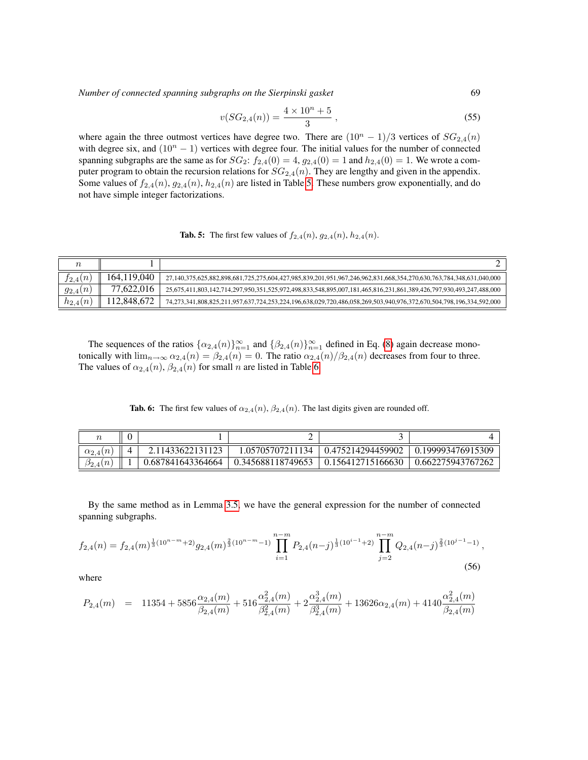$$v(SG_{2,4}(n)) = \frac{4 \times 10^n + 5}{3} \,, \tag{55}$$

where again the three outmost vertices have degree two. There are $(10^n - 1)/3$ vertices of $SG_{2,4}(n)$ with degree six, and $(10^n - 1)$ vertices with degree four. The initial values for the number of connected spanning subgraphs are the same as for $SG_2$: $f_{2,4}(0) = 4$, $g_{2,4}(0) = 1$ and $h_{2,4}(0) = 1$. We wrote a computer program to obtain the recursion relations for $SG_{2,4}(n)$. They are lengthy and given in the appendix. Some values of $f_{2,4}(n)$, $g_{2,4}(n)$, $h_{2,4}(n)$ are listed in Table 5. These numbers grow exponentially, and do not have simple integer factorizations.

**Tab. 5:** The first few values of $f_{2,4}(n)$, $g_{2,4}(n)$, $h_{2,4}(n)$.

| $n$ | 1 | 2 |
|---|---|---|
| $f_{2,4}(n)$ | 164,119,040 | 27,140,375,625,882,898,681,725,275,604,427,985,839,201,951,967,246,962,831,668,354,270,630,763,784,348,631,040,000 |
| $g_{2,4}(n)$ | 77,622,016 | 25,675,411,803,142,714,297,950,351,525,972,498,833,548,895,007,181,465,816,231,861,389,426,797,930,493,247,488,000 |
| $h_{2,4}(n)$ | 112,848,672 | 74,273,341,808,825,211,957,637,724,253,224,196,638,029,720,486,058,269,503,940,976,372,670,504,798,196,334,592,000 |

The sequences of the ratios $\{\alpha_{2,4}(n)\}_{n=1}^{\infty}$ and $\{\beta_{2,4}(n)\}_{n=1}^{\infty}$ defined in Eq. (8) again decrease monotonically with $\lim_{n\to\infty} \alpha_{2,4}(n) = \beta_{2,4}(n) = 0$. The ratio $\alpha_{2,4}(n)/\beta_{2,4}(n)$ decreases from four to three. The values of $\alpha_{2,4}(n)$, $\beta_{2,4}(n)$ for small $n$ are listed in Table 6.

**Tab. 6:** The first few values of $\alpha_{2,4}(n)$, $\beta_{2,4}(n)$. The last digits given are rounded off.

| $n$ | 0 | 1 | 2 | 3 | 4 |
|---|---|---|---|---|---|
| $\alpha_{2,4}(n)$ | 4 | 2.11433622131123 | 1.05707507211134 | 0.475214294459902 | 0.199993476915309 |
| $\beta_{2,4}(n)$ | 1 | 0.687841643364664 | 0.345688118749653 | 0.156412715166630 | 0.662275943767262 |

By the same method as in Lemma 3.5, we have the general expression for the number of connected spanning subgraphs.

$$f_{2,4}(n) = f_{2,4}(m)^{\frac{1}{3}(10^{n-m}+2)} g_{2,4}(m)^{\frac{2}{3}(10^{n-m}-1)} \prod_{i=1}^{n-m} P_{2,4}(n-j)^{\frac{1}{3}(10^{i-1}+2)} \prod_{j=2}^{n-m} Q_{2,4}(n-j)^{\frac{2}{3}(10^{j-1}-1)} \,, \tag{56}$$

where

$$P_{2,4}(m) \quad = \quad 11354 + 5856\frac{\alpha_{2,4}(m)}{\beta_{2,4}(m)} + 516\frac{\alpha_{2,4}^2(m)}{\beta_{2,4}^2(m)} + 2\frac{\alpha_{2,4}^3(m)}{\beta_{2,4}^3(m)} + 13626\alpha_{2,4}(m) + 4140\frac{\alpha_{2,4}^2(m)}{\beta_{2,4}(m)}$$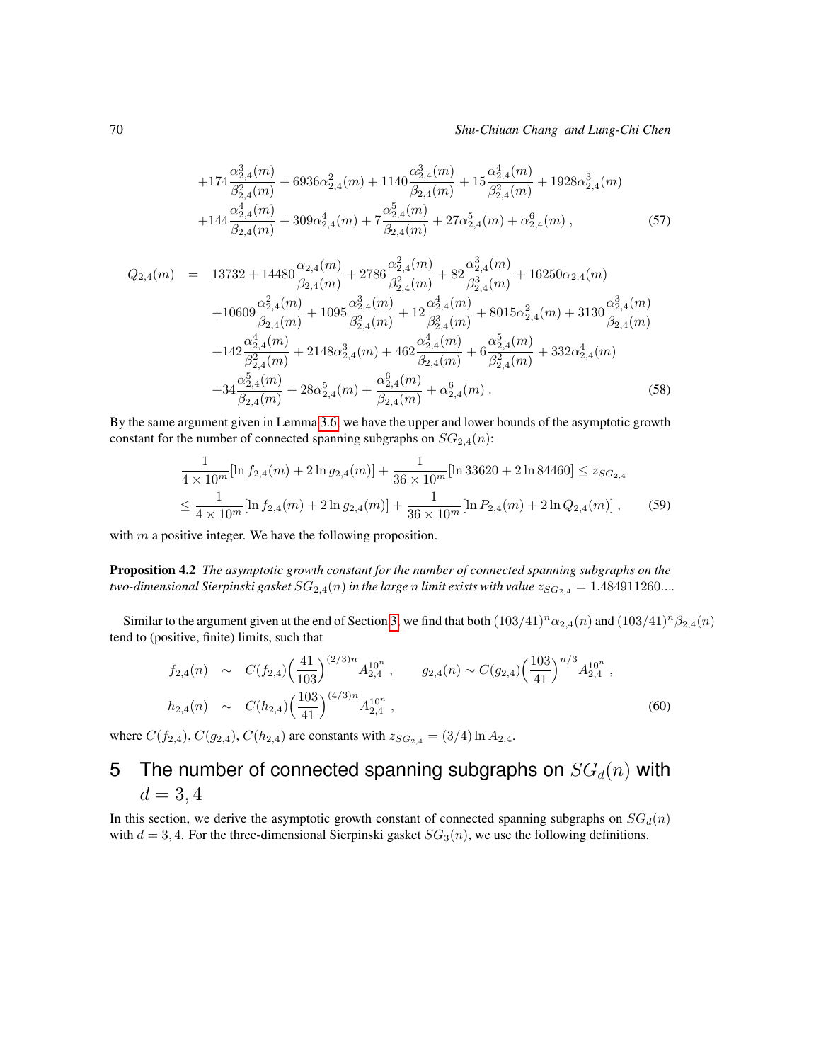$$
+174\frac{\alpha^3_{2,4}(m)}{\beta^2_{2,4}(m)} + 6936\alpha^2_{2,4}(m) + 1140\frac{\alpha^3_{2,4}(m)}{\beta_{2,4}(m)} + 15\frac{\alpha^4_{2,4}(m)}{\beta^2_{2,4}(m)} + 1928\alpha^3_{2,4}(m)
$$

$$
+144\frac{\alpha^4_{2,4}(m)}{\beta_{2,4}(m)} + 309\alpha^4_{2,4}(m) + 7\frac{\alpha^5_{2,4}(m)}{\beta_{2,4}(m)} + 27\alpha^5_{2,4}(m) + \alpha^6_{2,4}(m) \ , \tag{57}
$$

$$
\begin{aligned}
Q_{2,4}(m) \quad = \quad & 13732 + 14480\frac{\alpha_{2,4}(m)}{\beta_{2,4}(m)} + 2786\frac{\alpha^2_{2,4}(m)}{\beta^2_{2,4}(m)} + 82\frac{\alpha^3_{2,4}(m)}{\beta^3_{2,4}(m)} + 16250\alpha_{2,4}(m) \\
& +10609\frac{\alpha^2_{2,4}(m)}{\beta_{2,4}(m)} + 1095\frac{\alpha^3_{2,4}(m)}{\beta^2_{2,4}(m)} + 12\frac{\alpha^4_{2,4}(m)}{\beta^3_{2,4}(m)} + 8015\alpha^2_{2,4}(m) + 3130\frac{\alpha^3_{2,4}(m)}{\beta_{2,4}(m)} \\
& +142\frac{\alpha^4_{2,4}(m)}{\beta^2_{2,4}(m)} + 2148\alpha^3_{2,4}(m) + 462\frac{\alpha^4_{2,4}(m)}{\beta_{2,4}(m)} + 6\frac{\alpha^5_{2,4}(m)}{\beta^2_{2,4}(m)} + 332\alpha^4_{2,4}(m) \\
& +34\frac{\alpha^5_{2,4}(m)}{\beta_{2,4}(m)} + 28\alpha^5_{2,4}(m) + \frac{\alpha^6_{2,4}(m)}{\beta_{2,4}(m)} + \alpha^6_{2,4}(m) \ . 
\end{aligned}
\tag{58}
$$

By the same argument given in Lemma 3.6, we have the upper and lower bounds of the asymptotic growth constant for the number of connected spanning subgraphs on $SG_{2,4}(n)$:

$$
\begin{aligned}
& \frac{1}{4\times 10^m}[\ln f_{2,4}(m) + 2\ln g_{2,4}(m)] + \frac{1}{36\times 10^m}[\ln 33620 + 2\ln 84460] \le z_{SG_{2,4}} \\
\le \ & \frac{1}{4\times 10^m}[\ln f_{2,4}(m) + 2\ln g_{2,4}(m)] + \frac{1}{36\times 10^m}[\ln P_{2,4}(m) + 2\ln Q_{2,4}(m)] \ ,
\end{aligned}
\tag{59}
$$

with $m$ a positive integer. We have the following proposition.

**Proposition 4.2** *The asymptotic growth constant for the number of connected spanning subgraphs on the two-dimensional Sierpinski gasket $SG_{2,4}(n)$ in the large $n$ limit exists with value $z_{SG_{2,4}} = 1.484911260...$.*

Similar to the argument given at the end of Section 3, we find that both $(103/41)^n\alpha_{2,4}(n)$ and $(103/41)^n\beta_{2,4}(n)$ tend to (positive, finite) limits, such that

$$
\begin{aligned}
f_{2,4}(n) \quad & \sim \quad C(f_{2,4})\Big(\frac{41}{103}\Big)^{(2/3)n} A_{2,4}^{10^n} \ , \qquad g_{2,4}(n) \sim C(g_{2,4})\Big(\frac{103}{41}\Big)^{n/3} A_{2,4}^{10^n} \ , \\
h_{2,4}(n) \quad & \sim \quad C(h_{2,4})\Big(\frac{103}{41}\Big)^{(4/3)n} A_{2,4}^{10^n} \ ,
\end{aligned}
\tag{60}
$$

where $C(f_{2,4})$, $C(g_{2,4})$, $C(h_{2,4})$ are constants with $z_{SG_{2,4}} = (3/4)\ln A_{2,4}$.

# 5 The number of connected spanning subgraphs on $SG_d(n)$ with $d = 3, 4$

In this section, we derive the asymptotic growth constant of connected spanning subgraphs on $SG_d(n)$ with $d = 3, 4$. For the three-dimensional Sierpinski gasket $SG_3(n)$, we use the following definitions.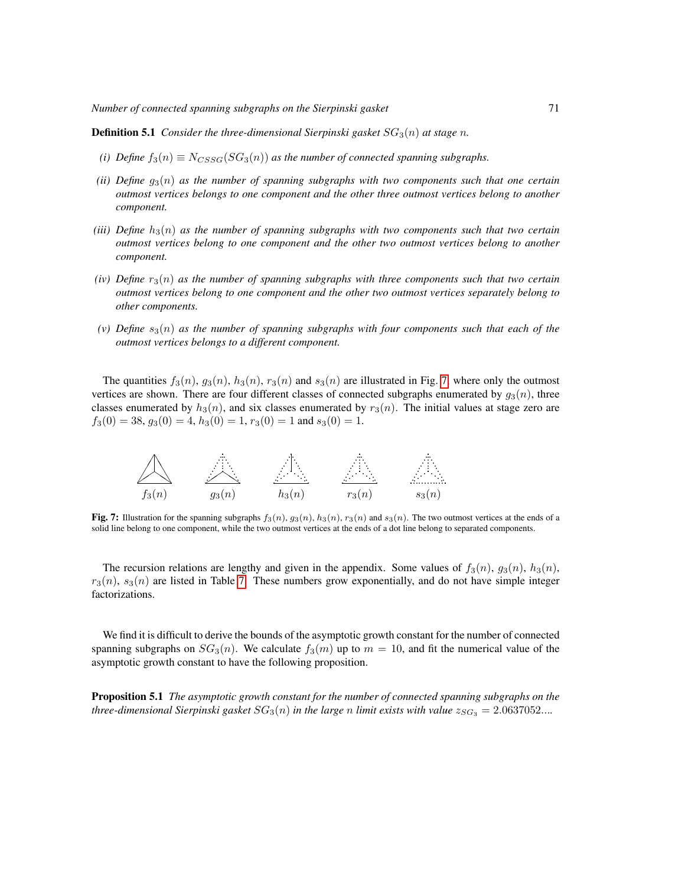**Definition 5.1** *Consider the three-dimensional Sierpinski gasket $SG_3(n)$ at stage $n$.*

*(i) Define $f_3(n) \equiv N_{CSSG}(SG_3(n))$ as the number of connected spanning subgraphs.*

*(ii) Define $g_3(n)$ as the number of spanning subgraphs with two components such that one certain outmost vertices belongs to one component and the other three outmost vertices belong to another component.*

*(iii) Define $h_3(n)$ as the number of spanning subgraphs with two components such that two certain outmost vertices belong to one component and the other two outmost vertices belong to another component.*

*(iv) Define $r_3(n)$ as the number of spanning subgraphs with three components such that two certain outmost vertices belong to one component and the other two outmost vertices separately belong to other components.*

*(v) Define $s_3(n)$ as the number of spanning subgraphs with four components such that each of the outmost vertices belongs to a different component.*

The quantities $f_3(n)$, $g_3(n)$, $h_3(n)$, $r_3(n)$ and $s_3(n)$ are illustrated in Fig. 7 where only the outmost vertices are shown. There are four different classes of connected subgraphs enumerated by $g_3(n)$, three classes enumerated by $h_3(n)$, and six classes enumerated by $r_3(n)$. The initial values at stage zero are $f_3(0) = 38$, $g_3(0) = 4$, $h_3(0) = 1$, $r_3(0) = 1$ and $s_3(0) = 1$.

$f_3(n)$ $g_3(n)$ $h_3(n)$ $r_3(n)$ $s_3(n)$

**Fig. 7:** Illustration for the spanning subgraphs $f_3(n)$, $g_3(n)$, $h_3(n)$, $r_3(n)$ and $s_3(n)$. The two outmost vertices at the ends of a solid line belong to one component, while the two outmost vertices at the ends of a dot line belong to separated components.

The recursion relations are lengthy and given in the appendix. Some values of $f_3(n)$, $g_3(n)$, $h_3(n)$, $r_3(n)$, $s_3(n)$ are listed in Table 7. These numbers grow exponentially, and do not have simple integer factorizations.

We find it is difficult to derive the bounds of the asymptotic growth constant for the number of connected spanning subgraphs on $SG_3(n)$. We calculate $f_3(m)$ up to $m = 10$, and fit the numerical value of the asymptotic growth constant to have the following proposition.

**Proposition 5.1** *The asymptotic growth constant for the number of connected spanning subgraphs on the three-dimensional Sierpinski gasket $SG_3(n)$ in the large $n$ limit exists with value $z_{SG_3} = 2.0637052....$*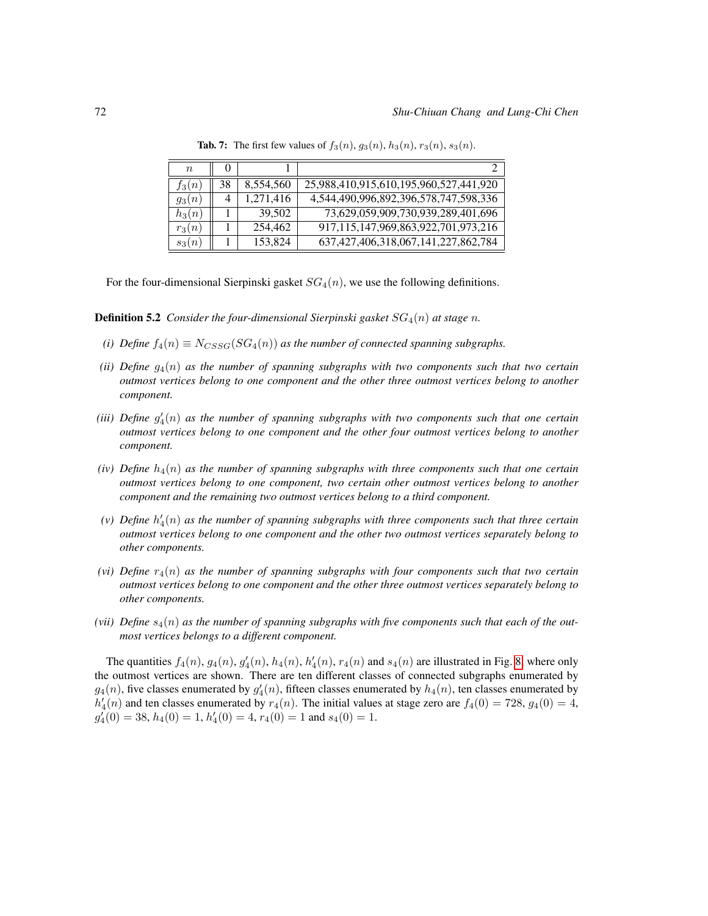**Tab. 7:** The first few values of $f_3(n)$, $g_3(n)$, $h_3(n)$, $r_3(n)$, $s_3(n)$.

| $n$ | 0 | 1 | 2 |
|---|---|---|---|
| $f_3(n)$ | 38 | 8,554,560 | 25,988,410,915,610,195,960,527,441,920 |
| $g_3(n)$ | 4 | 1,271,416 | 4,544,490,996,892,396,578,747,598,336 |
| $h_3(n)$ | 1 | 39,502 | 73,629,059,909,730,939,289,401,696 |
| $r_3(n)$ | 1 | 254,462 | 917,115,147,969,863,922,701,973,216 |
| $s_3(n)$ | 1 | 153,824 | 637,427,406,318,067,141,227,862,784 |

For the four-dimensional Sierpinski gasket $SG_4(n)$, we use the following definitions.

**Definition 5.2** *Consider the four-dimensional Sierpinski gasket $SG_4(n)$ at stage $n$.*

*(i) Define $f_4(n) \equiv N_{CSSG}(SG_4(n))$ as the number of connected spanning subgraphs.*

*(ii) Define $g_4(n)$ as the number of spanning subgraphs with two components such that two certain outmost vertices belong to one component and the other three outmost vertices belong to another component.*

*(iii) Define $g'_4(n)$ as the number of spanning subgraphs with two components such that one certain outmost vertices belong to one component and the other four outmost vertices belong to another component.*

*(iv) Define $h_4(n)$ as the number of spanning subgraphs with three components such that one certain outmost vertices belong to one component, two certain other outmost vertices belong to another component and the remaining two outmost vertices belong to a third component.*

*(v) Define $h'_4(n)$ as the number of spanning subgraphs with three components such that three certain outmost vertices belong to one component and the other two outmost vertices separately belong to other components.*

*(vi) Define $r_4(n)$ as the number of spanning subgraphs with four components such that two certain outmost vertices belong to one component and the other three outmost vertices separately belong to other components.*

*(vii) Define $s_4(n)$ as the number of spanning subgraphs with five components such that each of the outmost vertices belongs to a different component.*

The quantities $f_4(n)$, $g_4(n)$, $g'_4(n)$, $h_4(n)$, $h'_4(n)$, $r_4(n)$ and $s_4(n)$ are illustrated in Fig. 8, where only the outmost vertices are shown. There are ten different classes of connected subgraphs enumerated by $g_4(n)$, five classes enumerated by $g'_4(n)$, fifteen classes enumerated by $h_4(n)$, ten classes enumerated by $h'_4(n)$ and ten classes enumerated by $r_4(n)$. The initial values at stage zero are $f_4(0) = 728$, $g_4(0) = 4$, $g'_4(0) = 38$, $h_4(0) = 1$, $h'_4(0) = 4$, $r_4(0) = 1$ and $s_4(0) = 1$.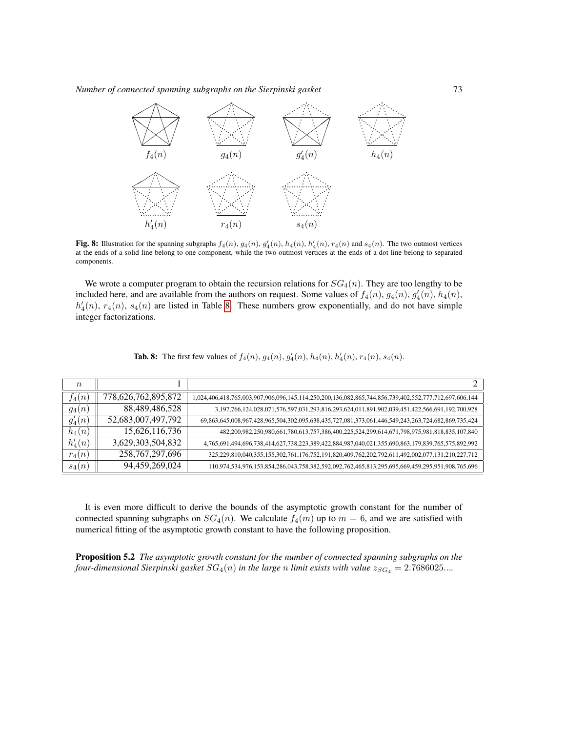$f_4(n)$ $g_4(n)$ $g'_4(n)$ $h_4(n)$

$h'_4(n)$ $r_4(n)$ $s_4(n)$

**Fig. 8:** Illustration for the spanning subgraphs $f_4(n)$, $g_4(n)$, $g'_4(n)$, $h_4(n)$, $h'_4(n)$, $r_4(n)$ and $s_4(n)$. The two outmost vertices at the ends of a solid line belong to one component, while the two outmost vertices at the ends of a dot line belong to separated components.

We wrote a computer program to obtain the recursion relations for $SG_4(n)$. They are too lengthy to be included here, and are available from the authors on request. Some values of $f_4(n)$, $g_4(n)$, $g'_4(n)$, $h_4(n)$, $h'_4(n)$, $r_4(n)$, $s_4(n)$ are listed in Table 8. These numbers grow exponentially, and do not have simple integer factorizations.

**Tab. 8:** The first few values of $f_4(n)$, $g_4(n)$, $g'_4(n)$, $h_4(n)$, $h'_4(n)$, $r_4(n)$, $s_4(n)$.

| $n$ | 1 | 2 |
|---|---|---|
| $f_4(n)$ | 778,626,762,895,872 | 1,024,406,418,765,003,907,906,096,145,114,250,200,136,082,865,744,856,739,402,552,777,712,697,606,144 |
| $g_4(n)$ | 88,489,486,528 | 3,197,766,124,028,071,576,597,031,293,816,293,624,011,891,902,039,451,422,566,691,192,700,928 |
| $g'_4(n)$ | 52,683,007,497,792 | 69,863,645,008,967,428,965,504,302,095,638,435,727,081,373,061,446,549,243,263,724,682,869,735,424 |
| $h_4(n)$ | 15,626,116,736 | 482,200,982,250,980,661,780,613,757,386,400,225,524,299,614,671,798,975,981,818,835,107,840 |
| $h'_4(n)$ | 3,629,303,504,832 | 4,765,691,494,696,738,414,627,738,223,389,422,884,987,040,021,355,690,863,179,839,765,575,892,992 |
| $r_4(n)$ | 258,767,297,696 | 325,229,810,040,355,155,302,761,176,752,191,820,409,762,202,792,611,492,002,077,131,210,227,712 |
| $s_4(n)$ | 94,459,269,024 | 110,974,534,976,153,854,286,043,758,382,592,092,762,465,813,295,695,669,459,295,951,908,765,696 |

It is even more difficult to derive the bounds of the asymptotic growth constant for the number of connected spanning subgraphs on $SG_4(n)$. We calculate $f_4(m)$ up to $m = 6$, and we are satisfied with numerical fitting of the asymptotic growth constant to have the following proposition.

**Proposition 5.2** *The asymptotic growth constant for the number of connected spanning subgraphs on the four-dimensional Sierpinski gasket $SG_4(n)$ in the large $n$ limit exists with value $z_{SG_4} = 2.7686025....$*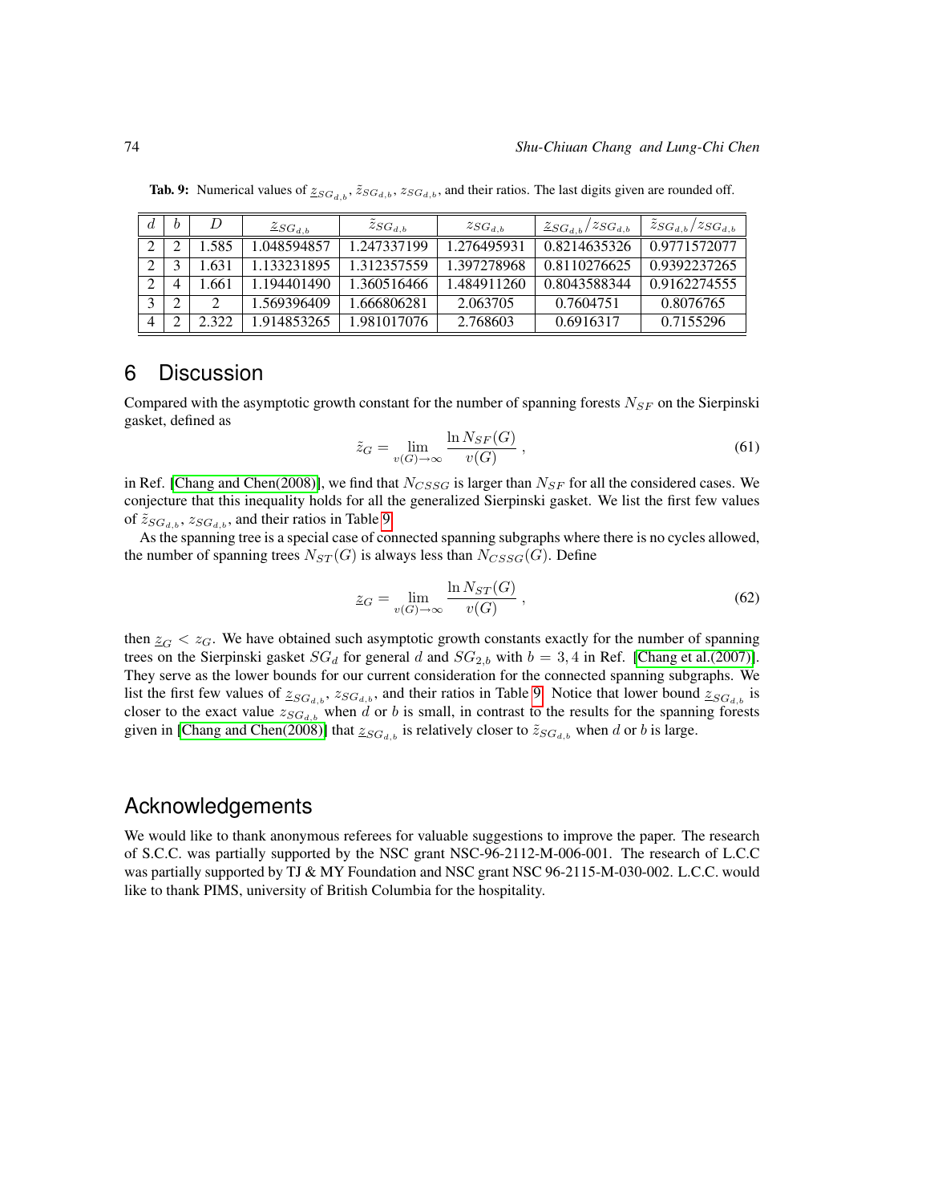**Tab. 9:** Numerical values of $\underline{z}_{SG_{d,b}}$, $\tilde{z}_{SG_{d,b}}$, $z_{SG_{d,b}}$, and their ratios. The last digits given are rounded off.

| $d$ | $b$ | $D$ | $\underline{z}_{SG_{d,b}}$ | $\tilde{z}_{SG_{d,b}}$ | $z_{SG_{d,b}}$ | $\underline{z}_{SG_{d,b}}/z_{SG_{d,b}}$ | $\tilde{z}_{SG_{d,b}}/z_{SG_{d,b}}$ |
|---|---|---|---|---|---|---|---|
| 2 | 2 | 1.585 | 1.048594857 | 1.247337199 | 1.276495931 | 0.8214635326 | 0.9771572077 |
| 2 | 3 | 1.631 | 1.133231895 | 1.312357559 | 1.397278968 | 0.8110276625 | 0.9392237265 |
| 2 | 4 | 1.661 | 1.194401490 | 1.360516466 | 1.484911260 | 0.8043588344 | 0.9162274555 |
| 3 | 2 | 2 | 1.569396409 | 1.666806281 | 2.063705 | 0.7604751 | 0.8076765 |
| 4 | 2 | 2.322 | 1.914853265 | 1.981017076 | 2.768603 | 0.6916317 | 0.7155296 |

## 6 Discussion

Compared with the asymptotic growth constant for the number of spanning forests $N_{SF}$ on the Sierpinski gasket, defined as

$$\tilde{z}_G = \lim_{v(G)\to\infty} \frac{\ln N_{SF}(G)}{v(G)} , \tag{61}$$

in Ref. [Chang and Chen(2008)], we find that $N_{CSSG}$ is larger than $N_{SF}$ for all the considered cases. We conjecture that this inequality holds for all the generalized Sierpinski gasket. We list the first few values of $\tilde{z}_{SG_{d,b}}$, $z_{SG_{d,b}}$, and their ratios in Table 9.

As the spanning tree is a special case of connected spanning subgraphs where there is no cycles allowed, the number of spanning trees $N_{ST}(G)$ is always less than $N_{CSSG}(G)$. Define

$$\underline{z}_G = \lim_{v(G)\to\infty} \frac{\ln N_{ST}(G)}{v(G)} , \tag{62}$$

then $\underline{z}_G < z_G$. We have obtained such asymptotic growth constants exactly for the number of spanning trees on the Sierpinski gasket $SG_d$ for general $d$ and $SG_{2,b}$ with $b = 3, 4$ in Ref. [Chang et al.(2007)]. They serve as the lower bounds for our current consideration for the connected spanning subgraphs. We list the first few values of $\underline{z}_{SG_{d,b}}$, $z_{SG_{d,b}}$, and their ratios in Table 9. Notice that lower bound $\underline{z}_{SG_{d,b}}$ is closer to the exact value $z_{SG_{d,b}}$ when $d$ or $b$ is small, in contrast to the results for the spanning forests given in [Chang and Chen(2008)] that $\underline{z}_{SG_{d,b}}$ is relatively closer to $\tilde{z}_{SG_{d,b}}$ when $d$ or $b$ is large.

## Acknowledgements

We would like to thank anonymous referees for valuable suggestions to improve the paper. The research of S.C.C. was partially supported by the NSC grant NSC-96-2112-M-006-001. The research of L.C.C was partially supported by TJ & MY Foundation and NSC grant NSC 96-2115-M-030-002. L.C.C. would like to thank PIMS, university of British Columbia for the hospitality.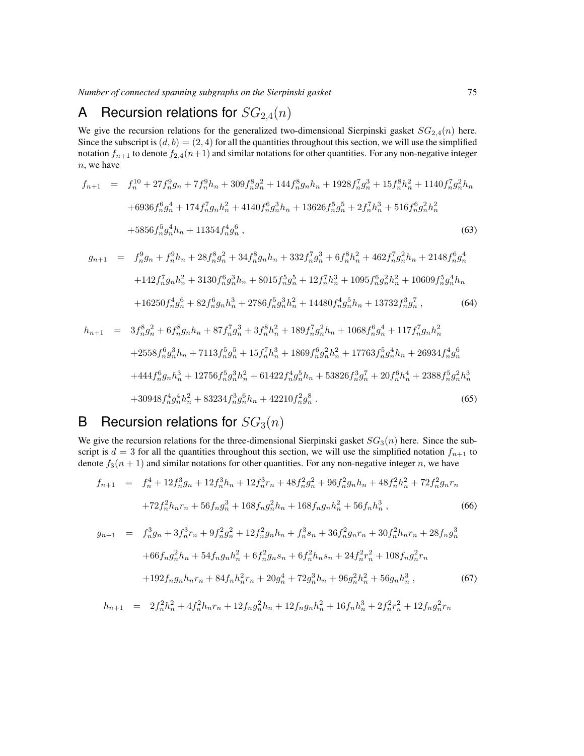## A Recursion relations for $SG_{2,4}(n)$

We give the recursion relations for the generalized two-dimensional Sierpinski gasket $SG_{2,4}(n)$ here. Since the subscript is $(d,b) = (2,4)$ for all the quantities throughout this section, we will use the simplified notation $f_{n+1}$ to denote $f_{2,4}(n+1)$ and similar notations for other quantities. For any non-negative integer $n$, we have

$$
\begin{aligned}
f_{n+1} &= f_n^{10} + 27f_n^9 g_n + 7f_n^9 h_n + 309f_n^8 g_n^2 + 144f_n^8 g_n h_n + 1928f_n^7 g_n^3 + 15f_n^8 h_n^2 + 1140f_n^7 g_n^2 h_n \\
&\quad + 6936f_n^6 g_n^4 + 174f_n^7 g_n h_n^2 + 4140f_n^6 g_n^3 h_n + 13626f_n^5 g_n^5 + 2f_n^7 h_n^3 + 516f_n^6 g_n^2 h_n^2 \\
&\quad + 5856f_n^5 g_n^4 h_n + 11354f_n^4 g_n^6 \, , \qquad (63)
\end{aligned}
$$

$$
\begin{aligned}
g_{n+1} &= f_n^9 g_n + f_n^9 h_n + 28f_n^8 g_n^2 + 34f_n^8 g_n h_n + 332f_n^7 g_n^3 + 6f_n^8 h_n^2 + 462f_n^7 g_n^2 h_n + 2148f_n^6 g_n^4 \\
&\quad + 142f_n^7 g_n h_n^2 + 3130f_n^6 g_n^3 h_n + 8015f_n^5 g_n^5 + 12f_n^7 h_n^3 + 1095f_n^6 g_n^2 h_n^2 + 10609f_n^5 g_n^4 h_n \\
&\quad + 16250f_n^4 g_n^6 + 82f_n^6 g_n h_n^3 + 2786f_n^5 g_n^3 h_n^2 + 14480f_n^4 g_n^5 h_n + 13732f_n^3 g_n^7 \, , \qquad (64)
\end{aligned}
$$

$$
\begin{aligned}
h_{n+1} &= 3f_n^8 g_n^2 + 6f_n^8 g_n h_n + 87f_n^7 g_n^3 + 3f_n^8 h_n^2 + 189f_n^7 g_n^2 h_n + 1068f_n^6 g_n^4 + 117f_n^7 g_n h_n^2 \\
&\quad + 2558f_n^6 g_n^3 h_n + 7113f_n^5 g_n^5 + 15f_n^7 h_n^3 + 1869f_n^6 g_n^2 h_n^2 + 17763f_n^5 g_n^4 h_n + 26934f_n^4 g_n^6 \\
&\quad + 444f_n^6 g_n h_n^3 + 12756f_n^5 g_n^3 h_n^2 + 61422f_n^4 g_n^5 h_n + 53826f_n^3 g_n^7 + 20f_n^6 h_n^4 + 2388f_n^5 g_n^2 h_n^3 \\
&\quad + 30948f_n^4 g_n^4 h_n^2 + 83234f_n^3 g_n^6 h_n + 42210f_n^2 g_n^8 \, . \qquad (65)
\end{aligned}
$$

## B Recursion relations for $SG_3(n)$

We give the recursion relations for the three-dimensional Sierpinski gasket $SG_3(n)$ here. Since the subscript is $d = 3$ for all the quantities throughout this section, we will use the simplified notation $f_{n+1}$ to denote $f_3(n+1)$ and similar notations for other quantities. For any non-negative integer $n$, we have

$$
\begin{aligned}
f_{n+1} &= f_n^4 + 12f_n^3 g_n + 12f_n^3 h_n + 12f_n^3 r_n + 48f_n^2 g_n^2 + 96f_n^2 g_n h_n + 48f_n^2 h_n^2 + 72f_n^2 g_n r_n \\
&\quad + 72f_n^2 h_n r_n + 56f_n g_n^3 + 168f_n g_n^2 h_n + 168f_n g_n h_n^2 + 56f_n h_n^3 \, , \qquad (66)
\end{aligned}
$$

$$
\begin{aligned}
g_{n+1} &= f_n^3 g_n + 3f_n^3 r_n + 9f_n^2 g_n^2 + 12f_n^2 g_n h_n + f_n^3 s_n + 36f_n^2 g_n r_n + 30f_n^2 h_n r_n + 28f_n g_n^3 \\
&\quad + 66f_n g_n^2 h_n + 54f_n g_n h_n^2 + 6f_n^2 g_n s_n + 6f_n^2 h_n s_n + 24f_n^2 r_n^2 + 108f_n g_n^2 r_n \\
&\quad + 192f_n g_n h_n r_n + 84f_n h_n^2 r_n + 20g_n^4 + 72g_n^3 h_n + 96g_n^2 h_n^2 + 56g_n h_n^3 \, , \qquad (67)
\end{aligned}
$$

$$
h_{n+1} = 2f_n^2 h_n^2 + 4f_n^2 h_n r_n + 12f_n g_n^2 h_n + 12f_n g_n h_n^2 + 16f_n h_n^3 + 2f_n^2 r_n^2 + 12f_n g_n^2 r_n
$$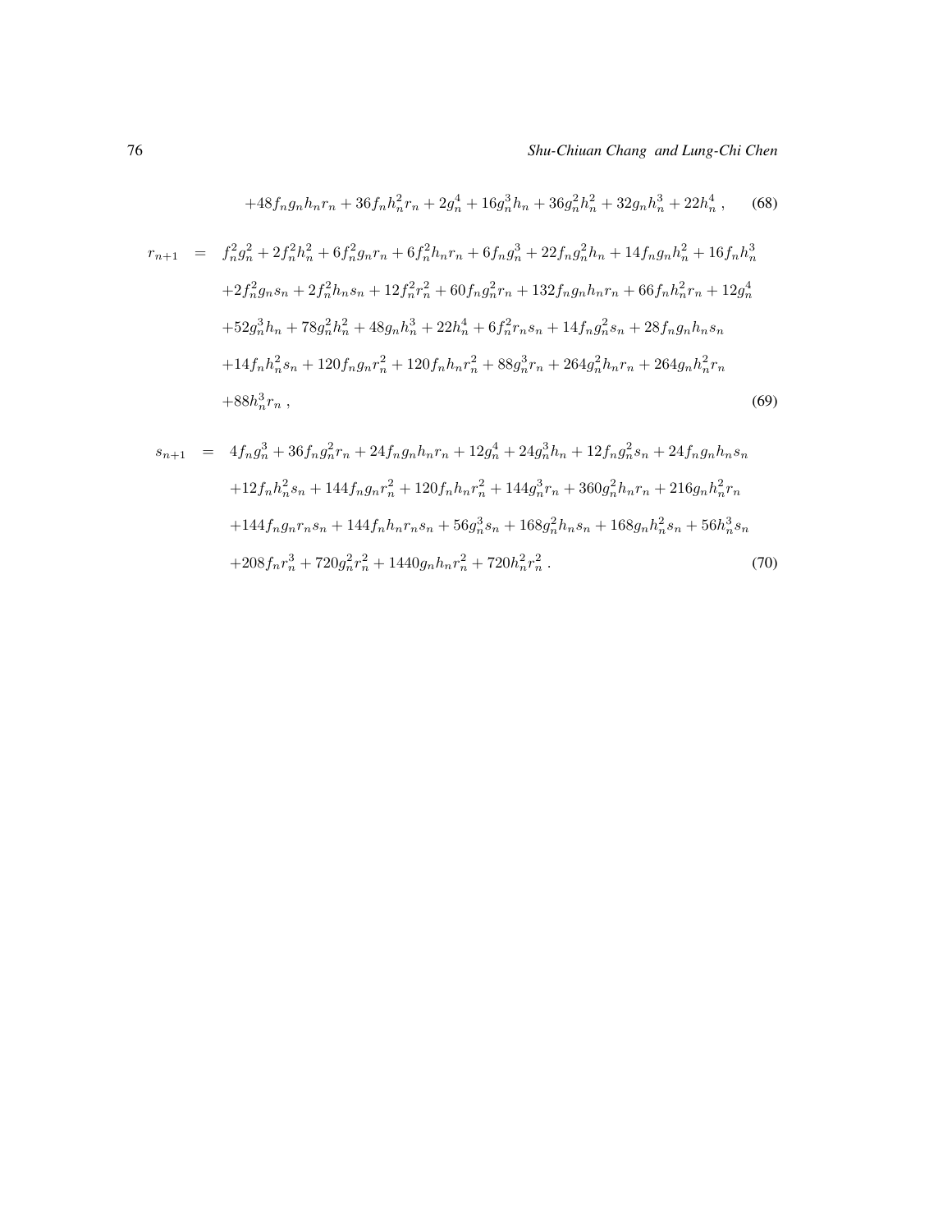$$+48f_ng_nh_nr_n + 36f_nh_n^2r_n + 2g_n^4 + 16g_n^3h_n + 36g_n^2h_n^2 + 32g_nh_n^3 + 22h_n^4 \, , \qquad (68)$$

$$\begin{aligned}
r_{n+1} \;=\;& f_n^2g_n^2 + 2f_n^2h_n^2 + 6f_n^2g_nr_n + 6f_n^2h_nr_n + 6f_ng_n^3 + 22f_ng_n^2h_n + 14f_ng_nh_n^2 + 16f_nh_n^3 \\
& +2f_n^2g_ns_n + 2f_n^2h_ns_n + 12f_n^2r_n^2 + 60f_ng_n^2r_n + 132f_ng_nh_nr_n + 66f_nh_n^2r_n + 12g_n^4 \\
& +52g_n^3h_n + 78g_n^2h_n^2 + 48g_nh_n^3 + 22h_n^4 + 6f_n^2r_ns_n + 14f_ng_n^2s_n + 28f_ng_nh_ns_n \\
& +14f_nh_n^2s_n + 120f_ng_nr_n^2 + 120f_nh_nr_n^2 + 88g_n^3r_n + 264g_n^2h_nr_n + 264g_nh_n^2r_n \\
& +88h_n^3r_n \, , \qquad (69)
\end{aligned}$$

$$\begin{aligned}
s_{n+1} \;=\;& 4f_ng_n^3 + 36f_ng_n^2r_n + 24f_ng_nh_nr_n + 12g_n^4 + 24g_n^3h_n + 12f_ng_n^2s_n + 24f_ng_nh_ns_n \\
& +12f_nh_n^2s_n + 144f_ng_nr_n^2 + 120f_nh_nr_n^2 + 144g_n^3r_n + 360g_n^2h_nr_n + 216g_nh_n^2r_n \\
& +144f_ng_nr_ns_n + 144f_nh_nr_ns_n + 56g_n^3s_n + 168g_n^2h_ns_n + 168g_nh_n^2s_n + 56h_n^3s_n \\
& +208f_nr_n^3 + 720g_n^2r_n^2 + 1440g_nh_nr_n^2 + 720h_n^2r_n^2 \, . \qquad (70)
\end{aligned}$$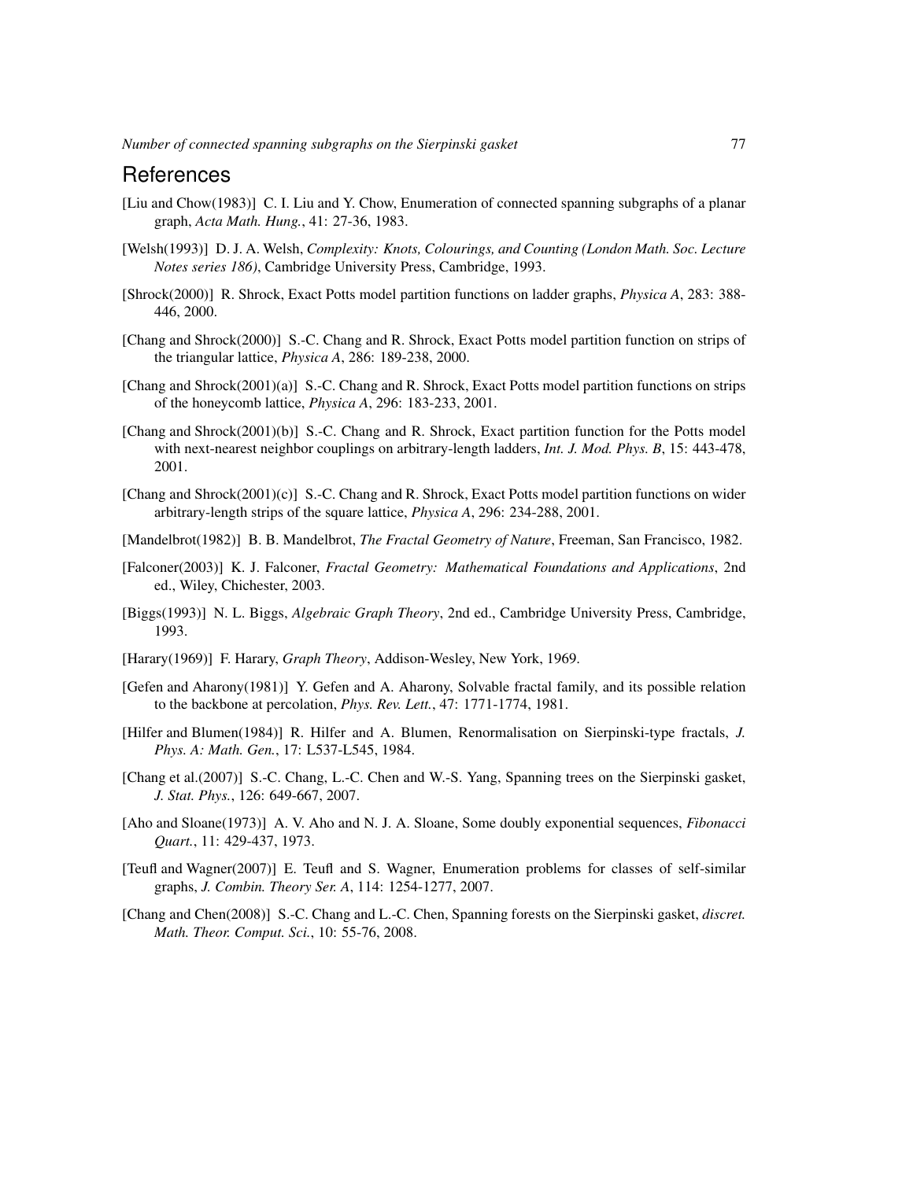# References

[Liu and Chow(1983)] C. I. Liu and Y. Chow, Enumeration of connected spanning subgraphs of a planar graph, *Acta Math. Hung.*, 41: 27-36, 1983.

[Welsh(1993)] D. J. A. Welsh, *Complexity: Knots, Colourings, and Counting (London Math. Soc. Lecture Notes series 186)*, Cambridge University Press, Cambridge, 1993.

[Shrock(2000)] R. Shrock, Exact Potts model partition functions on ladder graphs, *Physica A*, 283: 388-446, 2000.

[Chang and Shrock(2000)] S.-C. Chang and R. Shrock, Exact Potts model partition function on strips of the triangular lattice, *Physica A*, 286: 189-238, 2000.

[Chang and Shrock(2001)(a)] S.-C. Chang and R. Shrock, Exact Potts model partition functions on strips of the honeycomb lattice, *Physica A*, 296: 183-233, 2001.

[Chang and Shrock(2001)(b)] S.-C. Chang and R. Shrock, Exact partition function for the Potts model with next-nearest neighbor couplings on arbitrary-length ladders, *Int. J. Mod. Phys. B*, 15: 443-478, 2001.

[Chang and Shrock(2001)(c)] S.-C. Chang and R. Shrock, Exact Potts model partition functions on wider arbitrary-length strips of the square lattice, *Physica A*, 296: 234-288, 2001.

[Mandelbrot(1982)] B. B. Mandelbrot, *The Fractal Geometry of Nature*, Freeman, San Francisco, 1982.

[Falconer(2003)] K. J. Falconer, *Fractal Geometry: Mathematical Foundations and Applications*, 2nd ed., Wiley, Chichester, 2003.

[Biggs(1993)] N. L. Biggs, *Algebraic Graph Theory*, 2nd ed., Cambridge University Press, Cambridge, 1993.

[Harary(1969)] F. Harary, *Graph Theory*, Addison-Wesley, New York, 1969.

[Gefen and Aharony(1981)] Y. Gefen and A. Aharony, Solvable fractal family, and its possible relation to the backbone at percolation, *Phys. Rev. Lett.*, 47: 1771-1774, 1981.

[Hilfer and Blumen(1984)] R. Hilfer and A. Blumen, Renormalisation on Sierpinski-type fractals, *J. Phys. A: Math. Gen.*, 17: L537-L545, 1984.

[Chang et al.(2007)] S.-C. Chang, L.-C. Chen and W.-S. Yang, Spanning trees on the Sierpinski gasket, *J. Stat. Phys.*, 126: 649-667, 2007.

[Aho and Sloane(1973)] A. V. Aho and N. J. A. Sloane, Some doubly exponential sequences, *Fibonacci Quart.*, 11: 429-437, 1973.

[Teufl and Wagner(2007)] E. Teufl and S. Wagner, Enumeration problems for classes of self-similar graphs, *J. Combin. Theory Ser. A*, 114: 1254-1277, 2007.

[Chang and Chen(2008)] S.-C. Chang and L.-C. Chen, Spanning forests on the Sierpinski gasket, *discret. Math. Theor. Comput. Sci.*, 10: 55-76, 2008.